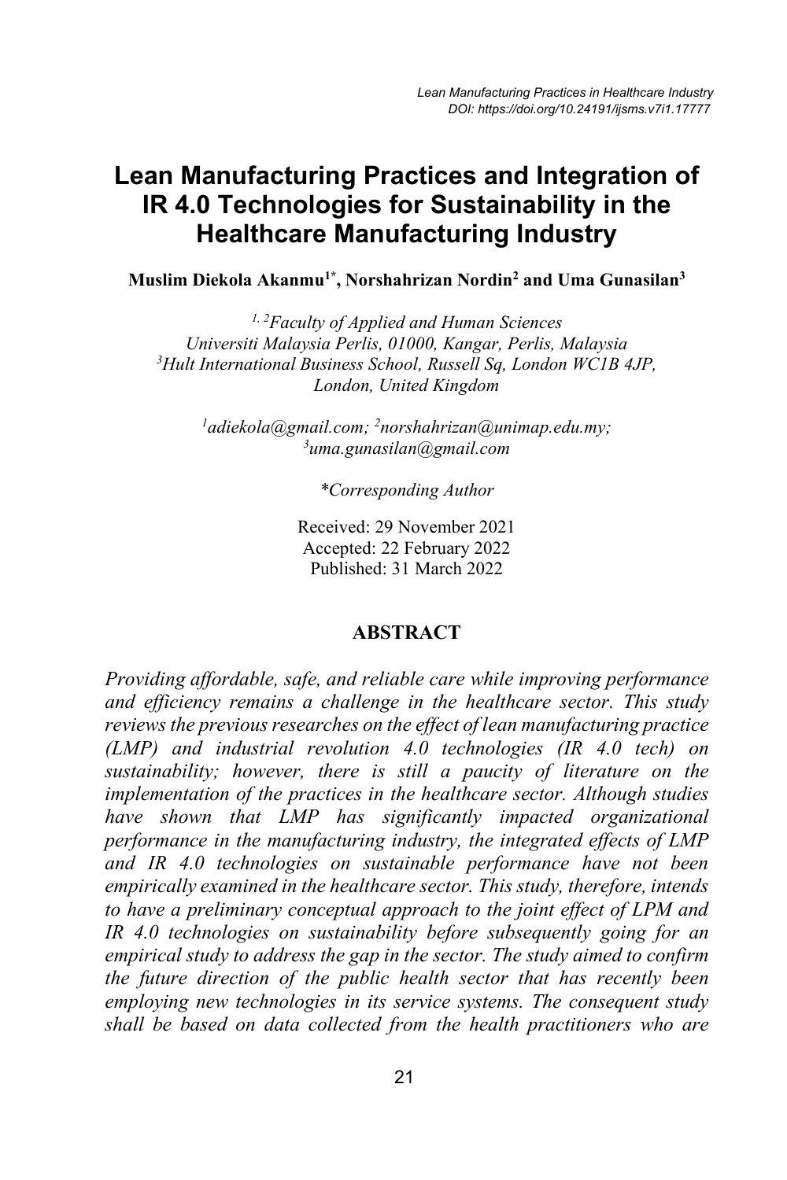# Lean Manufacturing Practices and Integration of IR 4.0 Technologies for Sustainability in the Healthcare Manufacturing Industry

**Muslim Diekola Akanmu[1*], Norshahrizan Nordin[2] and Uma Gunasilan[3]**

*[1, 2]Faculty of Applied and Human Sciences*
*Universiti Malaysia Perlis, 01000, Kangar, Perlis, Malaysia*
*[3]Hult International Business School, Russell Sq, London WC1B 4JP, London, United Kingdom*

*[1]adiekola@gmail.com; [2]norshahrizan@unimap.edu.my; [3]uma.gunasilan@gmail.com*

*\*Corresponding Author*

Received: 29 November 2021
Accepted: 22 February 2022
Published: 31 March 2022

## ABSTRACT

*Providing affordable, safe, and reliable care while improving performance and efficiency remains a challenge in the healthcare sector. This study reviews the previous researches on the effect of lean manufacturing practice (LMP) and industrial revolution 4.0 technologies (IR 4.0 tech) on sustainability; however, there is still a paucity of literature on the implementation of the practices in the healthcare sector. Although studies have shown that LMP has significantly impacted organizational performance in the manufacturing industry, the integrated effects of LMP and IR 4.0 technologies on sustainable performance have not been empirically examined in the healthcare sector. This study, therefore, intends to have a preliminary conceptual approach to the joint effect of LPM and IR 4.0 technologies on sustainability before subsequently going for an empirical study to address the gap in the sector. The study aimed to confirm the future direction of the public health sector that has recently been employing new technologies in its service systems. The consequent study shall be based on data collected from the health practitioners who are*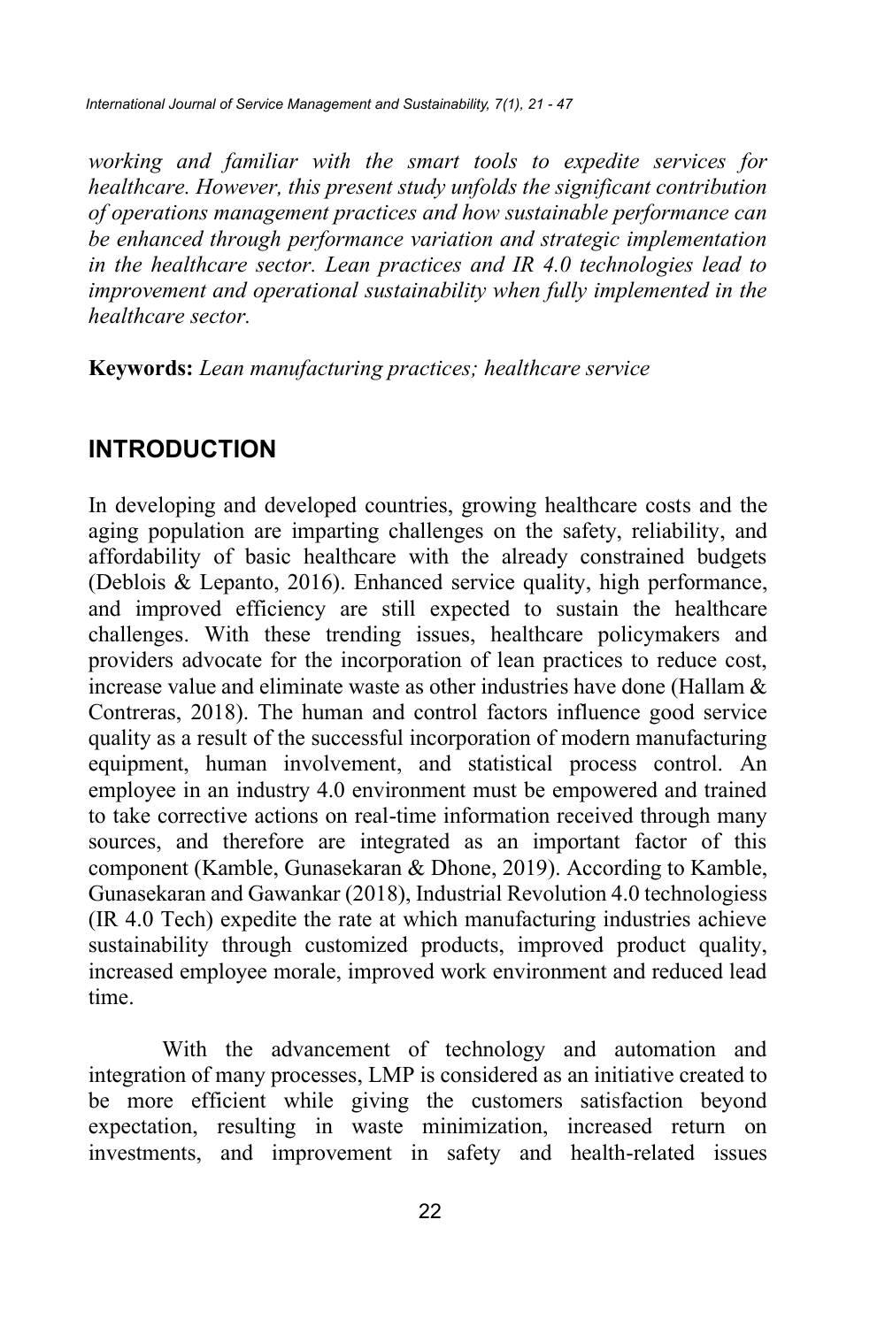*working and familiar with the smart tools to expedite services for healthcare. However, this present study unfolds the significant contribution of operations management practices and how sustainable performance can be enhanced through performance variation and strategic implementation in the healthcare sector. Lean practices and IR 4.0 technologies lead to improvement and operational sustainability when fully implemented in the healthcare sector.*

**Keywords:** *Lean manufacturing practices; healthcare service*

## INTRODUCTION

In developing and developed countries, growing healthcare costs and the aging population are imparting challenges on the safety, reliability, and affordability of basic healthcare with the already constrained budgets (Deblois & Lepanto, 2016). Enhanced service quality, high performance, and improved efficiency are still expected to sustain the healthcare challenges. With these trending issues, healthcare policymakers and providers advocate for the incorporation of lean practices to reduce cost, increase value and eliminate waste as other industries have done (Hallam & Contreras, 2018). The human and control factors influence good service quality as a result of the successful incorporation of modern manufacturing equipment, human involvement, and statistical process control. An employee in an industry 4.0 environment must be empowered and trained to take corrective actions on real-time information received through many sources, and therefore are integrated as an important factor of this component (Kamble, Gunasekaran & Dhone, 2019). According to Kamble, Gunasekaran and Gawankar (2018), Industrial Revolution 4.0 technologiess (IR 4.0 Tech) expedite the rate at which manufacturing industries achieve sustainability through customized products, improved product quality, increased employee morale, improved work environment and reduced lead time.

With the advancement of technology and automation and integration of many processes, LMP is considered as an initiative created to be more efficient while giving the customers satisfaction beyond expectation, resulting in waste minimization, increased return on investments, and improvement in safety and health-related issues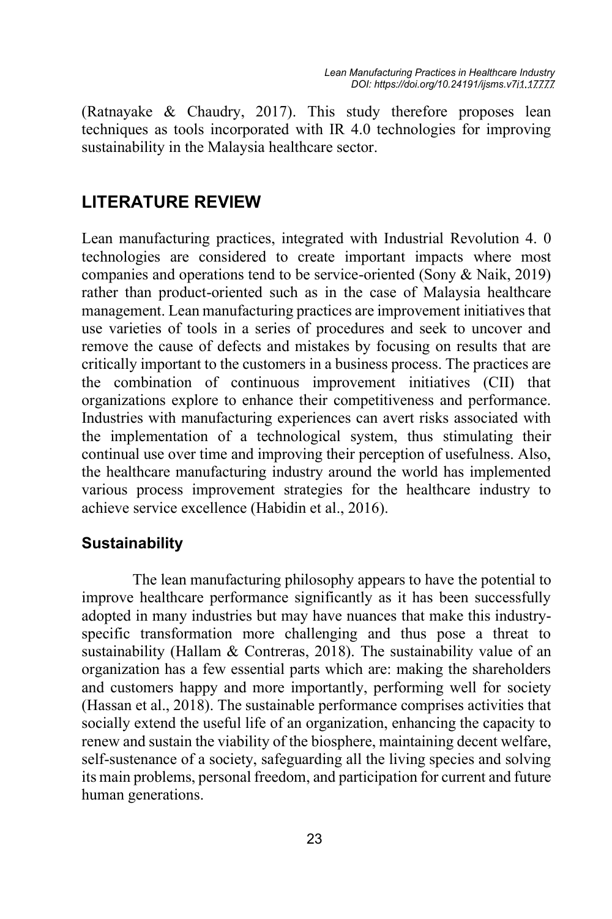(Ratnayake & Chaudry, 2017). This study therefore proposes lean techniques as tools incorporated with IR 4.0 technologies for improving sustainability in the Malaysia healthcare sector.

## LITERATURE REVIEW

Lean manufacturing practices, integrated with Industrial Revolution 4. 0 technologies are considered to create important impacts where most companies and operations tend to be service-oriented (Sony & Naik, 2019) rather than product-oriented such as in the case of Malaysia healthcare management. Lean manufacturing practices are improvement initiatives that use varieties of tools in a series of procedures and seek to uncover and remove the cause of defects and mistakes by focusing on results that are critically important to the customers in a business process. The practices are the combination of continuous improvement initiatives (CII) that organizations explore to enhance their competitiveness and performance. Industries with manufacturing experiences can avert risks associated with the implementation of a technological system, thus stimulating their continual use over time and improving their perception of usefulness. Also, the healthcare manufacturing industry around the world has implemented various process improvement strategies for the healthcare industry to achieve service excellence (Habidin et al., 2016).

### Sustainability

The lean manufacturing philosophy appears to have the potential to improve healthcare performance significantly as it has been successfully adopted in many industries but may have nuances that make this industry-specific transformation more challenging and thus pose a threat to sustainability (Hallam & Contreras, 2018). The sustainability value of an organization has a few essential parts which are: making the shareholders and customers happy and more importantly, performing well for society (Hassan et al., 2018). The sustainable performance comprises activities that socially extend the useful life of an organization, enhancing the capacity to renew and sustain the viability of the biosphere, maintaining decent welfare, self-sustenance of a society, safeguarding all the living species and solving its main problems, personal freedom, and participation for current and future human generations.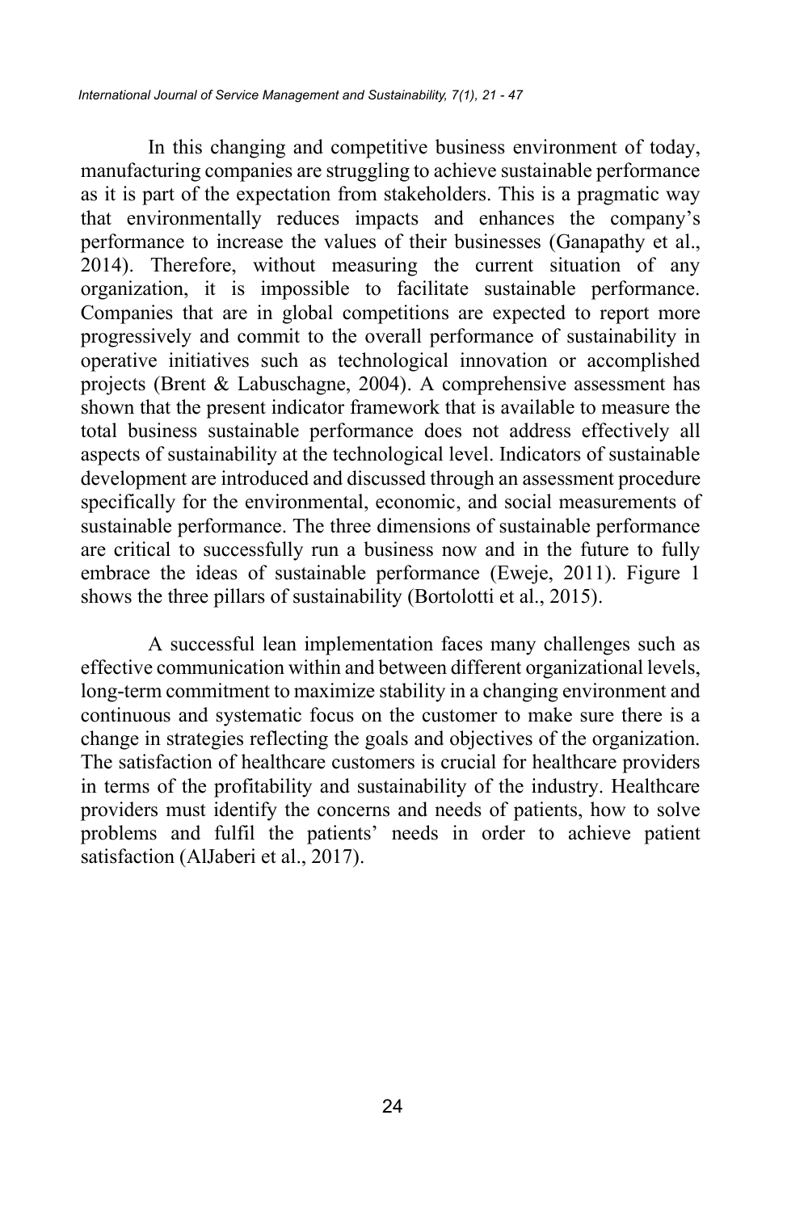In this changing and competitive business environment of today, manufacturing companies are struggling to achieve sustainable performance as it is part of the expectation from stakeholders. This is a pragmatic way that environmentally reduces impacts and enhances the company's performance to increase the values of their businesses (Ganapathy et al., 2014). Therefore, without measuring the current situation of any organization, it is impossible to facilitate sustainable performance. Companies that are in global competitions are expected to report more progressively and commit to the overall performance of sustainability in operative initiatives such as technological innovation or accomplished projects (Brent & Labuschagne, 2004). A comprehensive assessment has shown that the present indicator framework that is available to measure the total business sustainable performance does not address effectively all aspects of sustainability at the technological level. Indicators of sustainable development are introduced and discussed through an assessment procedure specifically for the environmental, economic, and social measurements of sustainable performance. The three dimensions of sustainable performance are critical to successfully run a business now and in the future to fully embrace the ideas of sustainable performance (Eweje, 2011). Figure 1 shows the three pillars of sustainability (Bortolotti et al., 2015).

A successful lean implementation faces many challenges such as effective communication within and between different organizational levels, long-term commitment to maximize stability in a changing environment and continuous and systematic focus on the customer to make sure there is a change in strategies reflecting the goals and objectives of the organization. The satisfaction of healthcare customers is crucial for healthcare providers in terms of the profitability and sustainability of the industry. Healthcare providers must identify the concerns and needs of patients, how to solve problems and fulfil the patients' needs in order to achieve patient satisfaction (AlJaberi et al., 2017).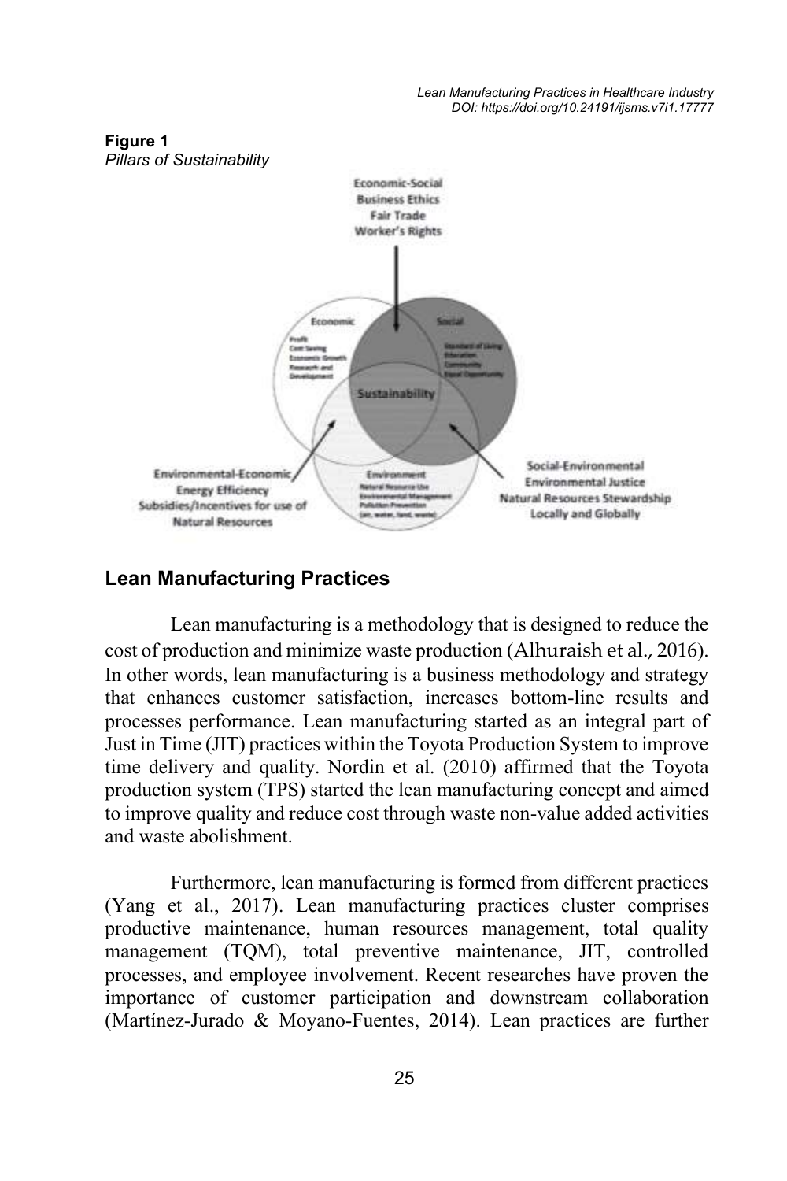**Figure 1**
*Pillars of Sustainability*

## Lean Manufacturing Practices

Lean manufacturing is a methodology that is designed to reduce the cost of production and minimize waste production (Alhuraish et al., 2016). In other words, lean manufacturing is a business methodology and strategy that enhances customer satisfaction, increases bottom-line results and processes performance. Lean manufacturing started as an integral part of Just in Time (JIT) practices within the Toyota Production System to improve time delivery and quality. Nordin et al. (2010) affirmed that the Toyota production system (TPS) started the lean manufacturing concept and aimed to improve quality and reduce cost through waste non-value added activities and waste abolishment.

Furthermore, lean manufacturing is formed from different practices (Yang et al., 2017). Lean manufacturing practices cluster comprises productive maintenance, human resources management, total quality management (TQM), total preventive maintenance, JIT, controlled processes, and employee involvement. Recent researches have proven the importance of customer participation and downstream collaboration (Martínez-Jurado & Moyano-Fuentes, 2014). Lean practices are further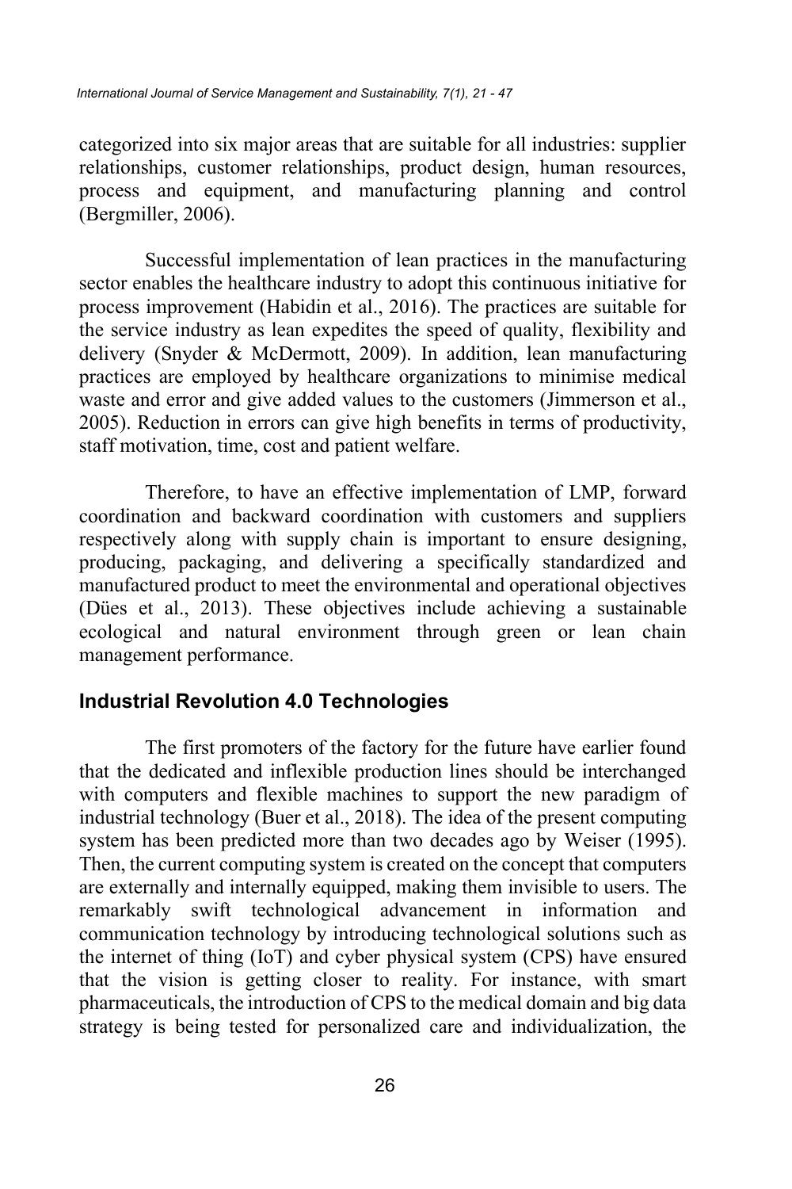categorized into six major areas that are suitable for all industries: supplier relationships, customer relationships, product design, human resources, process and equipment, and manufacturing planning and control (Bergmiller, 2006).

Successful implementation of lean practices in the manufacturing sector enables the healthcare industry to adopt this continuous initiative for process improvement (Habidin et al., 2016). The practices are suitable for the service industry as lean expedites the speed of quality, flexibility and delivery (Snyder & McDermott, 2009). In addition, lean manufacturing practices are employed by healthcare organizations to minimise medical waste and error and give added values to the customers (Jimmerson et al., 2005). Reduction in errors can give high benefits in terms of productivity, staff motivation, time, cost and patient welfare.

Therefore, to have an effective implementation of LMP, forward coordination and backward coordination with customers and suppliers respectively along with supply chain is important to ensure designing, producing, packaging, and delivering a specifically standardized and manufactured product to meet the environmental and operational objectives (Dües et al., 2013). These objectives include achieving a sustainable ecological and natural environment through green or lean chain management performance.

## Industrial Revolution 4.0 Technologies

The first promoters of the factory for the future have earlier found that the dedicated and inflexible production lines should be interchanged with computers and flexible machines to support the new paradigm of industrial technology (Buer et al., 2018). The idea of the present computing system has been predicted more than two decades ago by Weiser (1995). Then, the current computing system is created on the concept that computers are externally and internally equipped, making them invisible to users. The remarkably swift technological advancement in information and communication technology by introducing technological solutions such as the internet of thing (IoT) and cyber physical system (CPS) have ensured that the vision is getting closer to reality. For instance, with smart pharmaceuticals, the introduction of CPS to the medical domain and big data strategy is being tested for personalized care and individualization, the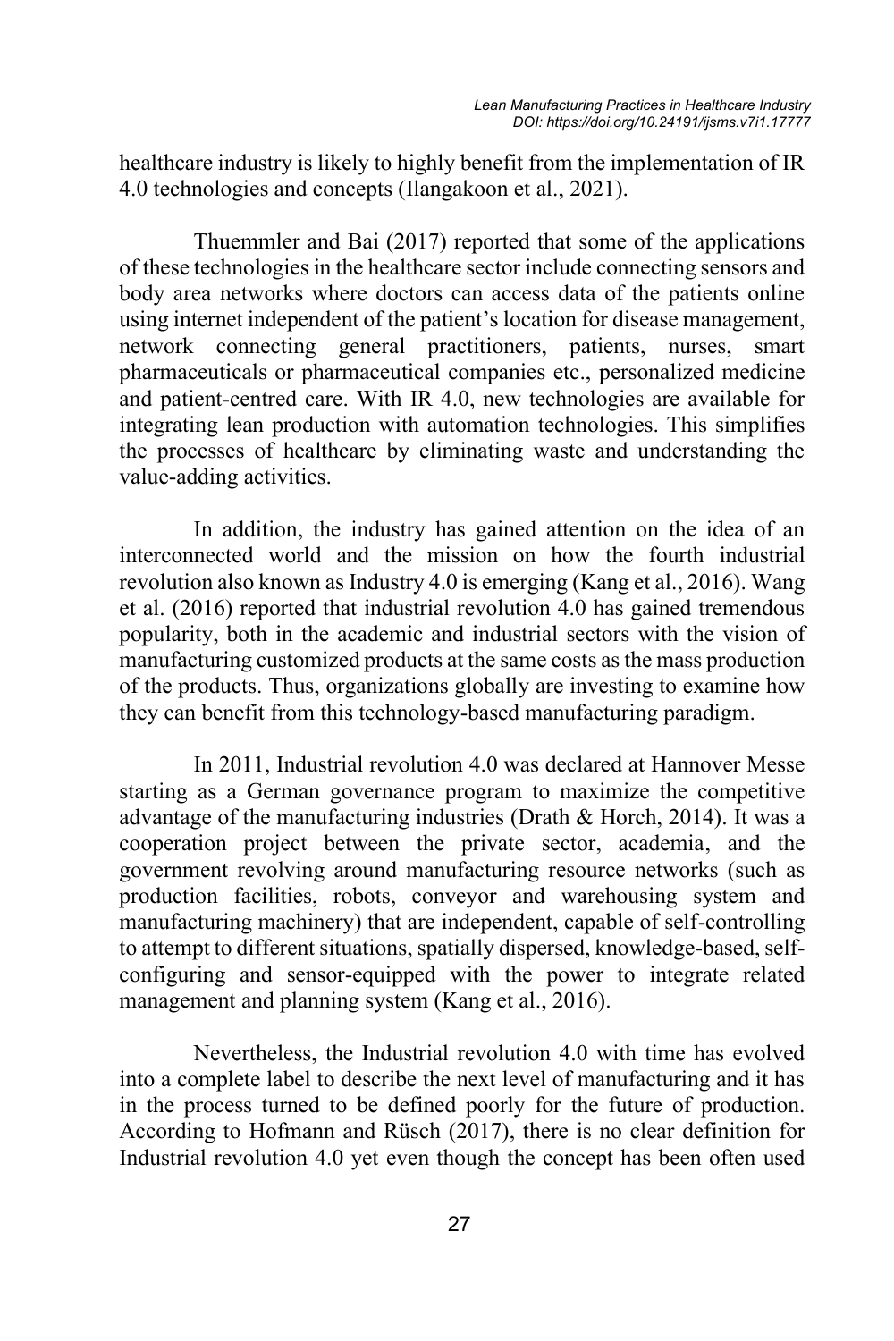healthcare industry is likely to highly benefit from the implementation of IR 4.0 technologies and concepts (Ilangakoon et al., 2021).

Thuemmler and Bai (2017) reported that some of the applications of these technologies in the healthcare sector include connecting sensors and body area networks where doctors can access data of the patients online using internet independent of the patient's location for disease management, network connecting general practitioners, patients, nurses, smart pharmaceuticals or pharmaceutical companies etc., personalized medicine and patient-centred care. With IR 4.0, new technologies are available for integrating lean production with automation technologies. This simplifies the processes of healthcare by eliminating waste and understanding the value-adding activities.

In addition, the industry has gained attention on the idea of an interconnected world and the mission on how the fourth industrial revolution also known as Industry 4.0 is emerging (Kang et al., 2016). Wang et al. (2016) reported that industrial revolution 4.0 has gained tremendous popularity, both in the academic and industrial sectors with the vision of manufacturing customized products at the same costs as the mass production of the products. Thus, organizations globally are investing to examine how they can benefit from this technology-based manufacturing paradigm.

In 2011, Industrial revolution 4.0 was declared at Hannover Messe starting as a German governance program to maximize the competitive advantage of the manufacturing industries (Drath & Horch, 2014). It was a cooperation project between the private sector, academia, and the government revolving around manufacturing resource networks (such as production facilities, robots, conveyor and warehousing system and manufacturing machinery) that are independent, capable of self-controlling to attempt to different situations, spatially dispersed, knowledge-based, self-configuring and sensor-equipped with the power to integrate related management and planning system (Kang et al., 2016).

Nevertheless, the Industrial revolution 4.0 with time has evolved into a complete label to describe the next level of manufacturing and it has in the process turned to be defined poorly for the future of production. According to Hofmann and Rüsch (2017), there is no clear definition for Industrial revolution 4.0 yet even though the concept has been often used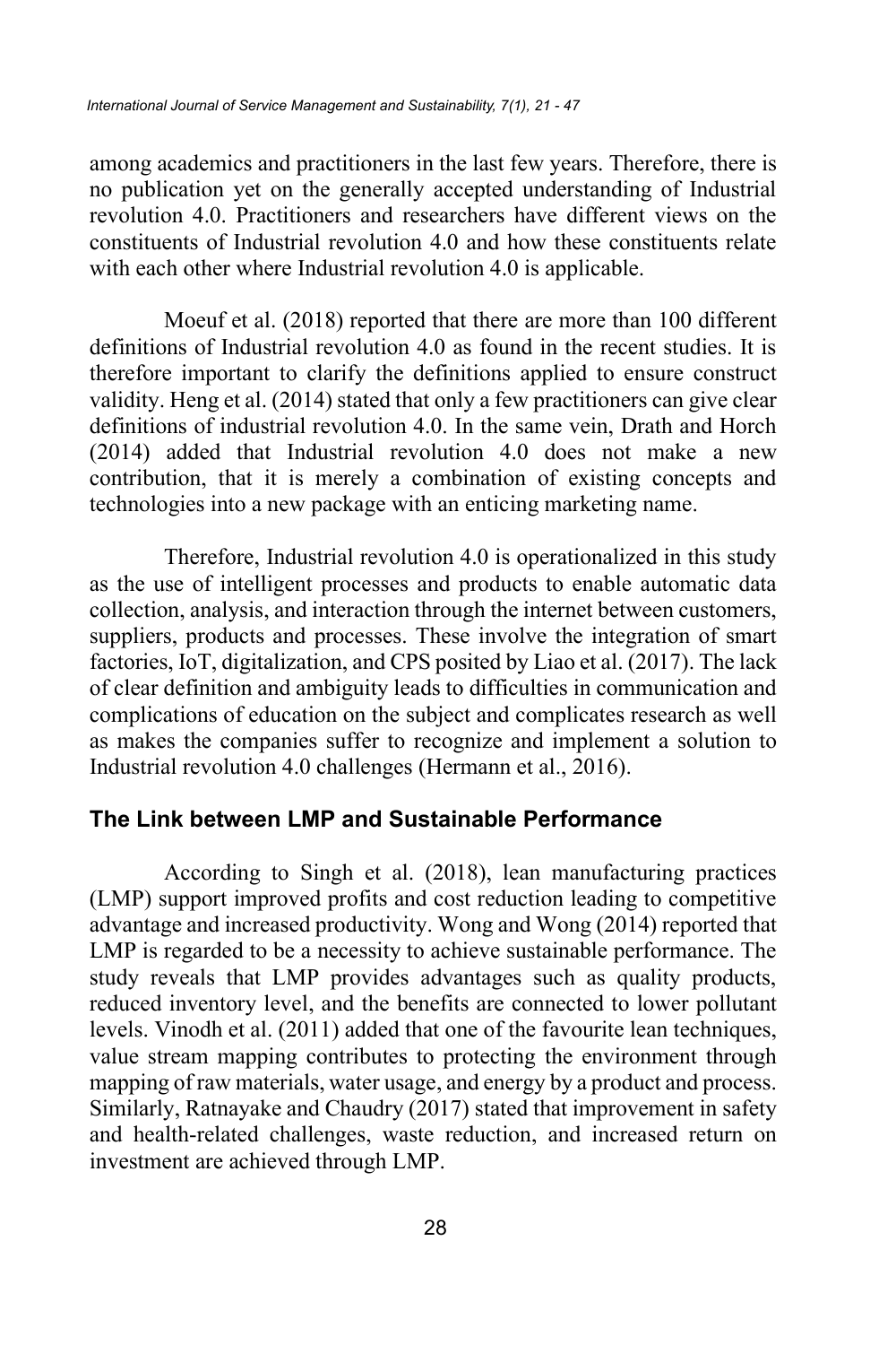among academics and practitioners in the last few years. Therefore, there is no publication yet on the generally accepted understanding of Industrial revolution 4.0. Practitioners and researchers have different views on the constituents of Industrial revolution 4.0 and how these constituents relate with each other where Industrial revolution 4.0 is applicable.

Moeuf et al. (2018) reported that there are more than 100 different definitions of Industrial revolution 4.0 as found in the recent studies. It is therefore important to clarify the definitions applied to ensure construct validity. Heng et al. (2014) stated that only a few practitioners can give clear definitions of industrial revolution 4.0. In the same vein, Drath and Horch (2014) added that Industrial revolution 4.0 does not make a new contribution, that it is merely a combination of existing concepts and technologies into a new package with an enticing marketing name.

Therefore, Industrial revolution 4.0 is operationalized in this study as the use of intelligent processes and products to enable automatic data collection, analysis, and interaction through the internet between customers, suppliers, products and processes. These involve the integration of smart factories, IoT, digitalization, and CPS posited by Liao et al. (2017). The lack of clear definition and ambiguity leads to difficulties in communication and complications of education on the subject and complicates research as well as makes the companies suffer to recognize and implement a solution to Industrial revolution 4.0 challenges (Hermann et al., 2016).

## The Link between LMP and Sustainable Performance

According to Singh et al. (2018), lean manufacturing practices (LMP) support improved profits and cost reduction leading to competitive advantage and increased productivity. Wong and Wong (2014) reported that LMP is regarded to be a necessity to achieve sustainable performance. The study reveals that LMP provides advantages such as quality products, reduced inventory level, and the benefits are connected to lower pollutant levels. Vinodh et al. (2011) added that one of the favourite lean techniques, value stream mapping contributes to protecting the environment through mapping of raw materials, water usage, and energy by a product and process. Similarly, Ratnayake and Chaudry (2017) stated that improvement in safety and health-related challenges, waste reduction, and increased return on investment are achieved through LMP.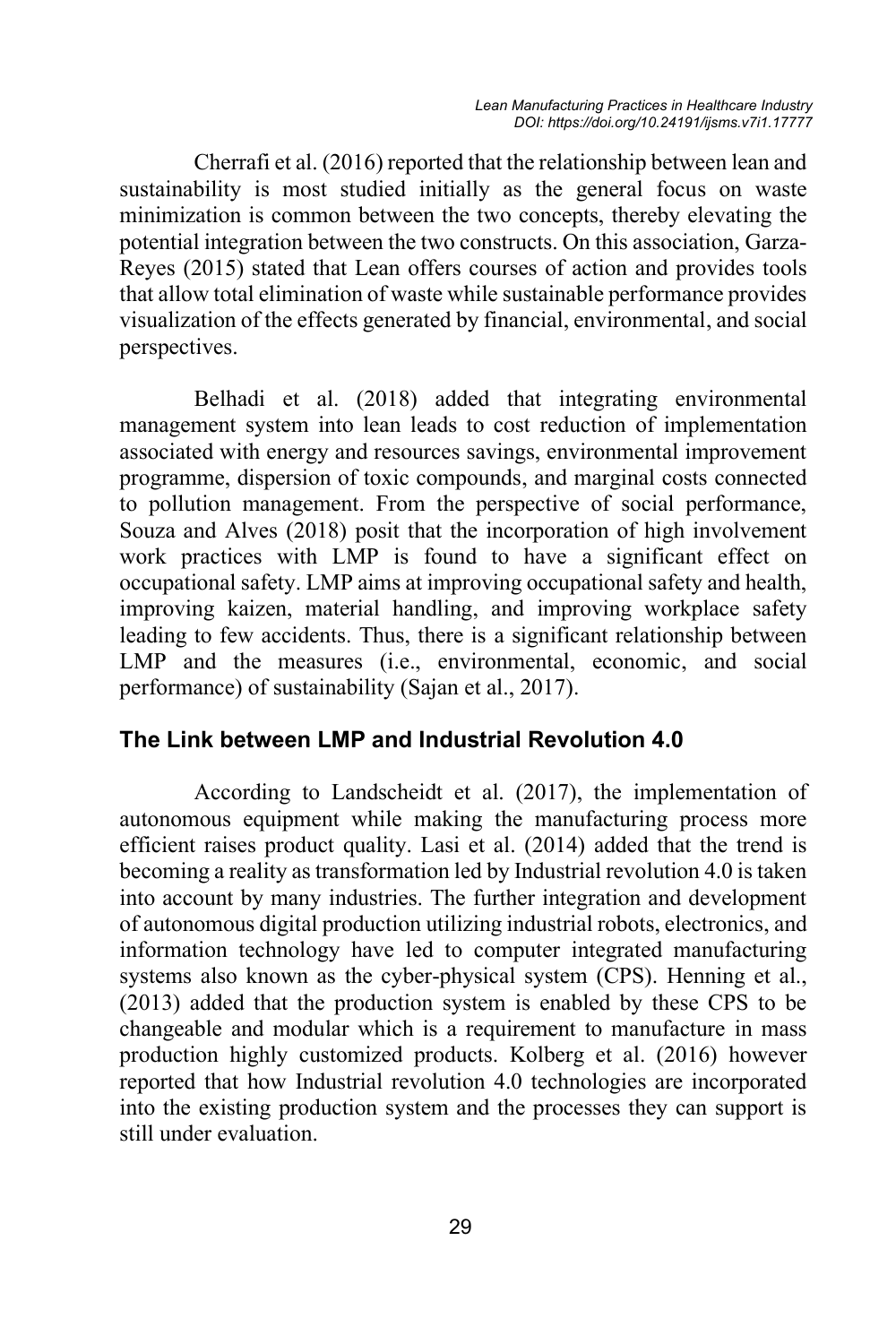Cherrafi et al. (2016) reported that the relationship between lean and sustainability is most studied initially as the general focus on waste minimization is common between the two concepts, thereby elevating the potential integration between the two constructs. On this association, Garza-Reyes (2015) stated that Lean offers courses of action and provides tools that allow total elimination of waste while sustainable performance provides visualization of the effects generated by financial, environmental, and social perspectives.

Belhadi et al. (2018) added that integrating environmental management system into lean leads to cost reduction of implementation associated with energy and resources savings, environmental improvement programme, dispersion of toxic compounds, and marginal costs connected to pollution management. From the perspective of social performance, Souza and Alves (2018) posit that the incorporation of high involvement work practices with LMP is found to have a significant effect on occupational safety. LMP aims at improving occupational safety and health, improving kaizen, material handling, and improving workplace safety leading to few accidents. Thus, there is a significant relationship between LMP and the measures (i.e., environmental, economic, and social performance) of sustainability (Sajan et al., 2017).

## The Link between LMP and Industrial Revolution 4.0

According to Landscheidt et al. (2017), the implementation of autonomous equipment while making the manufacturing process more efficient raises product quality. Lasi et al. (2014) added that the trend is becoming a reality as transformation led by Industrial revolution 4.0 is taken into account by many industries. The further integration and development of autonomous digital production utilizing industrial robots, electronics, and information technology have led to computer integrated manufacturing systems also known as the cyber-physical system (CPS). Henning et al., (2013) added that the production system is enabled by these CPS to be changeable and modular which is a requirement to manufacture in mass production highly customized products. Kolberg et al. (2016) however reported that how Industrial revolution 4.0 technologies are incorporated into the existing production system and the processes they can support is still under evaluation.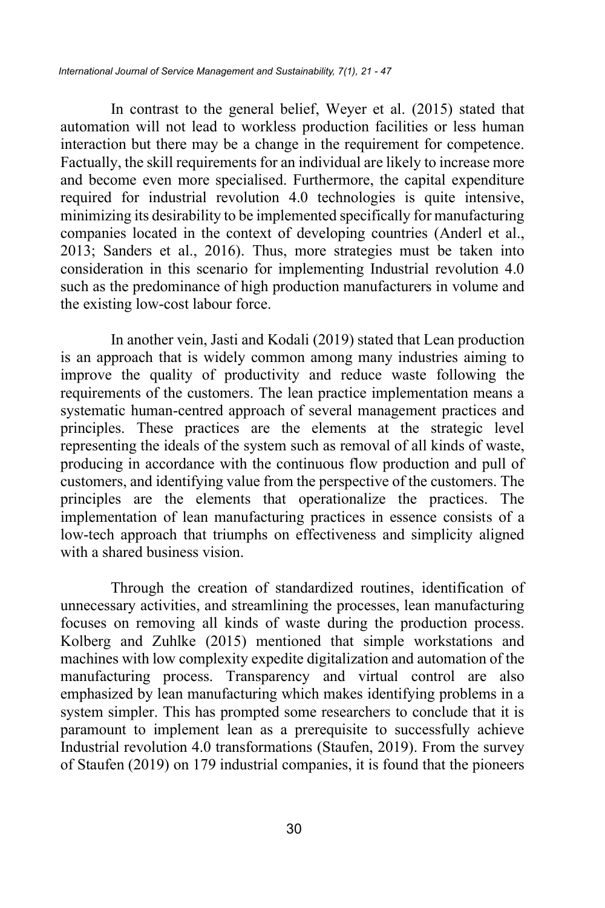In contrast to the general belief, Weyer et al. (2015) stated that automation will not lead to workless production facilities or less human interaction but there may be a change in the requirement for competence. Factually, the skill requirements for an individual are likely to increase more and become even more specialised. Furthermore, the capital expenditure required for industrial revolution 4.0 technologies is quite intensive, minimizing its desirability to be implemented specifically for manufacturing companies located in the context of developing countries (Anderl et al., 2013; Sanders et al., 2016). Thus, more strategies must be taken into consideration in this scenario for implementing Industrial revolution 4.0 such as the predominance of high production manufacturers in volume and the existing low-cost labour force.

In another vein, Jasti and Kodali (2019) stated that Lean production is an approach that is widely common among many industries aiming to improve the quality of productivity and reduce waste following the requirements of the customers. The lean practice implementation means a systematic human-centred approach of several management practices and principles. These practices are the elements at the strategic level representing the ideals of the system such as removal of all kinds of waste, producing in accordance with the continuous flow production and pull of customers, and identifying value from the perspective of the customers. The principles are the elements that operationalize the practices. The implementation of lean manufacturing practices in essence consists of a low-tech approach that triumphs on effectiveness and simplicity aligned with a shared business vision.

Through the creation of standardized routines, identification of unnecessary activities, and streamlining the processes, lean manufacturing focuses on removing all kinds of waste during the production process. Kolberg and Zuhlke (2015) mentioned that simple workstations and machines with low complexity expedite digitalization and automation of the manufacturing process. Transparency and virtual control are also emphasized by lean manufacturing which makes identifying problems in a system simpler. This has prompted some researchers to conclude that it is paramount to implement lean as a prerequisite to successfully achieve Industrial revolution 4.0 transformations (Staufen, 2019). From the survey of Staufen (2019) on 179 industrial companies, it is found that the pioneers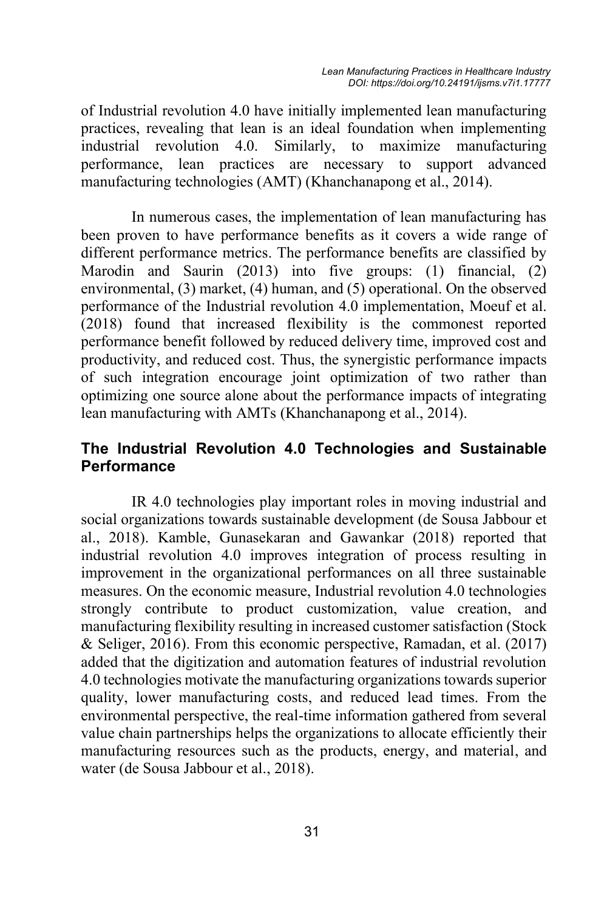of Industrial revolution 4.0 have initially implemented lean manufacturing practices, revealing that lean is an ideal foundation when implementing industrial revolution 4.0. Similarly, to maximize manufacturing performance, lean practices are necessary to support advanced manufacturing technologies (AMT) (Khanchanapong et al., 2014).

In numerous cases, the implementation of lean manufacturing has been proven to have performance benefits as it covers a wide range of different performance metrics. The performance benefits are classified by Marodin and Saurin (2013) into five groups: (1) financial, (2) environmental, (3) market, (4) human, and (5) operational. On the observed performance of the Industrial revolution 4.0 implementation, Moeuf et al. (2018) found that increased flexibility is the commonest reported performance benefit followed by reduced delivery time, improved cost and productivity, and reduced cost. Thus, the synergistic performance impacts of such integration encourage joint optimization of two rather than optimizing one source alone about the performance impacts of integrating lean manufacturing with AMTs (Khanchanapong et al., 2014).

## The Industrial Revolution 4.0 Technologies and Sustainable Performance

IR 4.0 technologies play important roles in moving industrial and social organizations towards sustainable development (de Sousa Jabbour et al., 2018). Kamble, Gunasekaran and Gawankar (2018) reported that industrial revolution 4.0 improves integration of process resulting in improvement in the organizational performances on all three sustainable measures. On the economic measure, Industrial revolution 4.0 technologies strongly contribute to product customization, value creation, and manufacturing flexibility resulting in increased customer satisfaction (Stock & Seliger, 2016). From this economic perspective, Ramadan, et al. (2017) added that the digitization and automation features of industrial revolution 4.0 technologies motivate the manufacturing organizations towards superior quality, lower manufacturing costs, and reduced lead times. From the environmental perspective, the real-time information gathered from several value chain partnerships helps the organizations to allocate efficiently their manufacturing resources such as the products, energy, and material, and water (de Sousa Jabbour et al., 2018).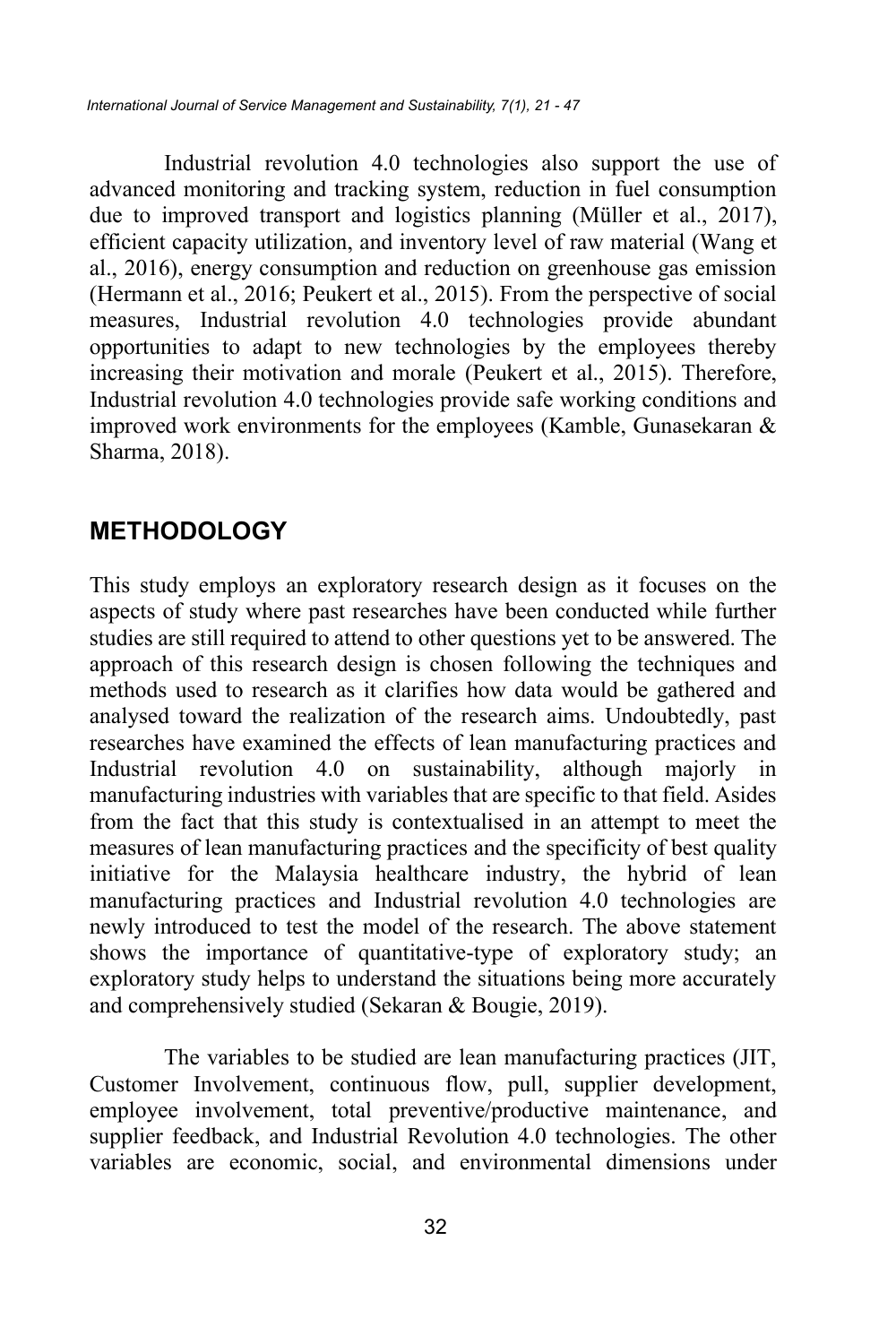Industrial revolution 4.0 technologies also support the use of advanced monitoring and tracking system, reduction in fuel consumption due to improved transport and logistics planning (Müller et al., 2017), efficient capacity utilization, and inventory level of raw material (Wang et al., 2016), energy consumption and reduction on greenhouse gas emission (Hermann et al., 2016; Peukert et al., 2015). From the perspective of social measures, Industrial revolution 4.0 technologies provide abundant opportunities to adapt to new technologies by the employees thereby increasing their motivation and morale (Peukert et al., 2015). Therefore, Industrial revolution 4.0 technologies provide safe working conditions and improved work environments for the employees (Kamble, Gunasekaran & Sharma, 2018).

## METHODOLOGY

This study employs an exploratory research design as it focuses on the aspects of study where past researches have been conducted while further studies are still required to attend to other questions yet to be answered. The approach of this research design is chosen following the techniques and methods used to research as it clarifies how data would be gathered and analysed toward the realization of the research aims. Undoubtedly, past researches have examined the effects of lean manufacturing practices and Industrial revolution 4.0 on sustainability, although majorly in manufacturing industries with variables that are specific to that field. Asides from the fact that this study is contextualised in an attempt to meet the measures of lean manufacturing practices and the specificity of best quality initiative for the Malaysia healthcare industry, the hybrid of lean manufacturing practices and Industrial revolution 4.0 technologies are newly introduced to test the model of the research. The above statement shows the importance of quantitative-type of exploratory study; an exploratory study helps to understand the situations being more accurately and comprehensively studied (Sekaran & Bougie, 2019).

The variables to be studied are lean manufacturing practices (JIT, Customer Involvement, continuous flow, pull, supplier development, employee involvement, total preventive/productive maintenance, and supplier feedback, and Industrial Revolution 4.0 technologies. The other variables are economic, social, and environmental dimensions under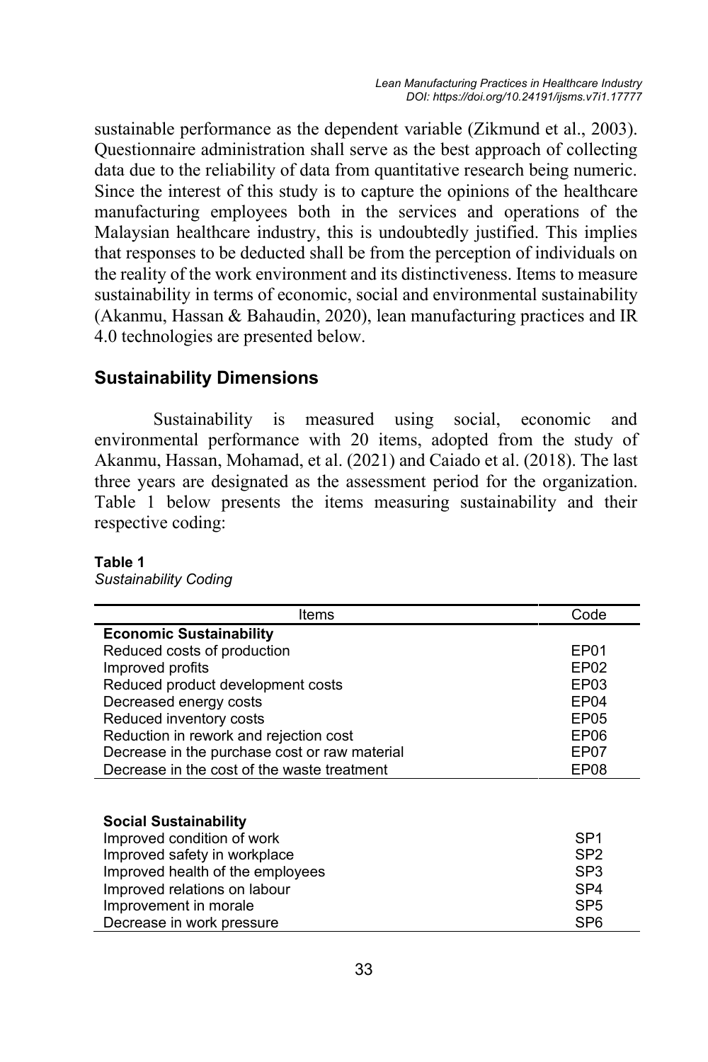sustainable performance as the dependent variable (Zikmund et al., 2003). Questionnaire administration shall serve as the best approach of collecting data due to the reliability of data from quantitative research being numeric. Since the interest of this study is to capture the opinions of the healthcare manufacturing employees both in the services and operations of the Malaysian healthcare industry, this is undoubtedly justified. This implies that responses to be deducted shall be from the perception of individuals on the reality of the work environment and its distinctiveness. Items to measure sustainability in terms of economic, social and environmental sustainability (Akanmu, Hassan & Bahaudin, 2020), lean manufacturing practices and IR 4.0 technologies are presented below.

## Sustainability Dimensions

Sustainability is measured using social, economic and environmental performance with 20 items, adopted from the study of Akanmu, Hassan, Mohamad, et al. (2021) and Caiado et al. (2018). The last three years are designated as the assessment period for the organization. Table 1 below presents the items measuring sustainability and their respective coding:

**Table 1**
*Sustainability Coding*

| Items | Code |
|---|---|
| **Economic Sustainability** | |
| Reduced costs of production | EP01 |
| Improved profits | EP02 |
| Reduced product development costs | EP03 |
| Decreased energy costs | EP04 |
| Reduced inventory costs | EP05 |
| Reduction in rework and rejection cost | EP06 |
| Decrease in the purchase cost or raw material | EP07 |
| Decrease in the cost of the waste treatment | EP08 |
| **Social Sustainability** | |
| Improved condition of work | SP1 |
| Improved safety in workplace | SP2 |
| Improved health of the employees | SP3 |
| Improved relations on labour | SP4 |
| Improvement in morale | SP5 |
| Decrease in work pressure | SP6 |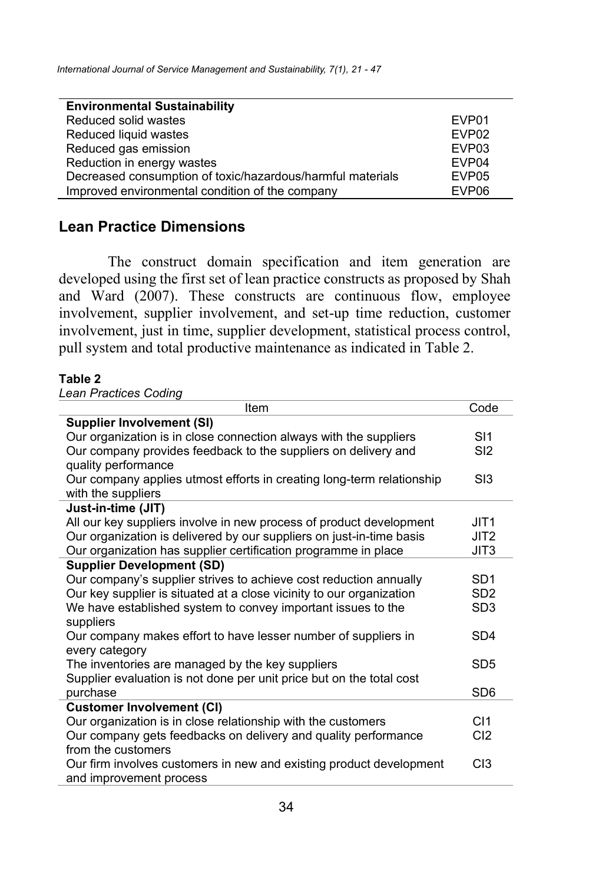| Environmental Sustainability | |
|---|---|
| Reduced solid wastes | EVP01 |
| Reduced liquid wastes | EVP02 |
| Reduced gas emission | EVP03 |
| Reduction in energy wastes | EVP04 |
| Decreased consumption of toxic/hazardous/harmful materials | EVP05 |
| Improved environmental condition of the company | EVP06 |

## Lean Practice Dimensions

The construct domain specification and item generation are developed using the first set of lean practice constructs as proposed by Shah and Ward (2007). These constructs are continuous flow, employee involvement, supplier involvement, and set-up time reduction, customer involvement, just in time, supplier development, statistical process control, pull system and total productive maintenance as indicated in Table 2.

**Table 2**

*Lean Practices Coding*

| Item | Code |
|---|---|
| **Supplier Involvement (SI)** | |
| Our organization is in close connection always with the suppliers | SI1 |
| Our company provides feedback to the suppliers on delivery and quality performance | SI2 |
| Our company applies utmost efforts in creating long-term relationship with the suppliers | SI3 |
| **Just-in-time (JIT)** | |
| All our key suppliers involve in new process of product development | JIT1 |
| Our organization is delivered by our suppliers on just-in-time basis | JIT2 |
| Our organization has supplier certification programme in place | JIT3 |
| **Supplier Development (SD)** | |
| Our company's supplier strives to achieve cost reduction annually | SD1 |
| Our key supplier is situated at a close vicinity to our organization | SD2 |
| We have established system to convey important issues to the suppliers | SD3 |
| Our company makes effort to have lesser number of suppliers in every category | SD4 |
| The inventories are managed by the key suppliers | SD5 |
| Supplier evaluation is not done per unit price but on the total cost purchase | SD6 |
| **Customer Involvement (CI)** | |
| Our organization is in close relationship with the customers | CI1 |
| Our company gets feedbacks on delivery and quality performance from the customers | CI2 |
| Our firm involves customers in new and existing product development and improvement process | CI3 |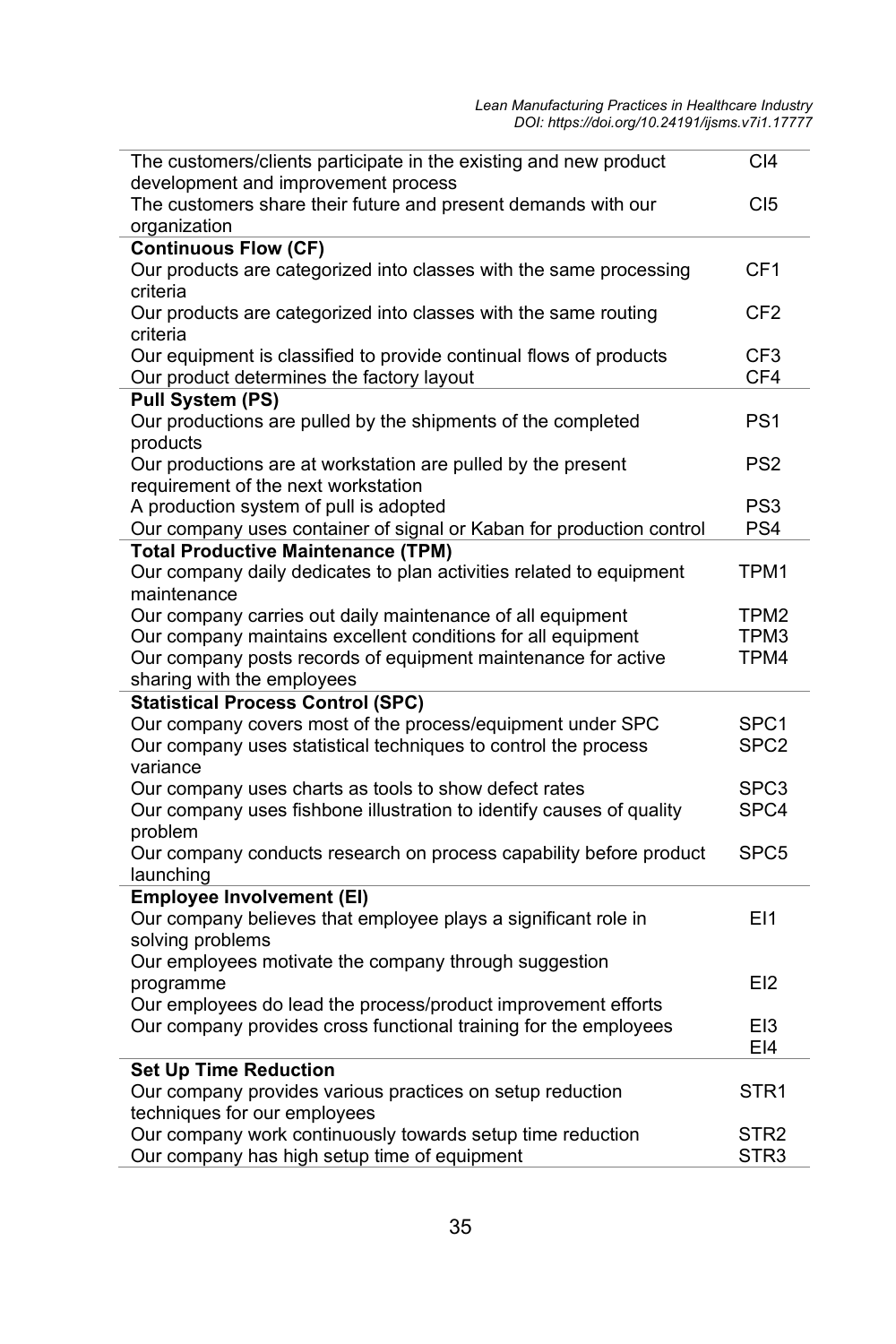| | |
|---|---|
| The customers/clients participate in the existing and new product development and improvement process | CI4 |
| The customers share their future and present demands with our organization | CI5 |
| **Continuous Flow (CF)** | |
| Our products are categorized into classes with the same processing criteria | CF1 |
| Our products are categorized into classes with the same routing criteria | CF2 |
| Our equipment is classified to provide continual flows of products | CF3 |
| Our product determines the factory layout | CF4 |
| **Pull System (PS)** | |
| Our productions are pulled by the shipments of the completed products | PS1 |
| Our productions are at workstation are pulled by the present requirement of the next workstation | PS2 |
| A production system of pull is adopted | PS3 |
| Our company uses container of signal or Kaban for production control | PS4 |
| **Total Productive Maintenance (TPM)** | |
| Our company daily dedicates to plan activities related to equipment maintenance | TPM1 |
| Our company carries out daily maintenance of all equipment | TPM2 |
| Our company maintains excellent conditions for all equipment | TPM3 |
| Our company posts records of equipment maintenance for active sharing with the employees | TPM4 |
| **Statistical Process Control (SPC)** | |
| Our company covers most of the process/equipment under SPC | SPC1 |
| Our company uses statistical techniques to control the process variance | SPC2 |
| Our company uses charts as tools to show defect rates | SPC3 |
| Our company uses fishbone illustration to identify causes of quality problem | SPC4 |
| Our company conducts research on process capability before product launching | SPC5 |
| **Employee Involvement (EI)** | |
| Our company believes that employee plays a significant role in solving problems | EI1 |
| Our employees motivate the company through suggestion programme | EI2 |
| Our employees do lead the process/product improvement efforts | EI3 |
| Our company provides cross functional training for the employees | EI4 |
| **Set Up Time Reduction** | |
| Our company provides various practices on setup reduction techniques for our employees | STR1 |
| Our company work continuously towards setup time reduction | STR2 |
| Our company has high setup time of equipment | STR3 |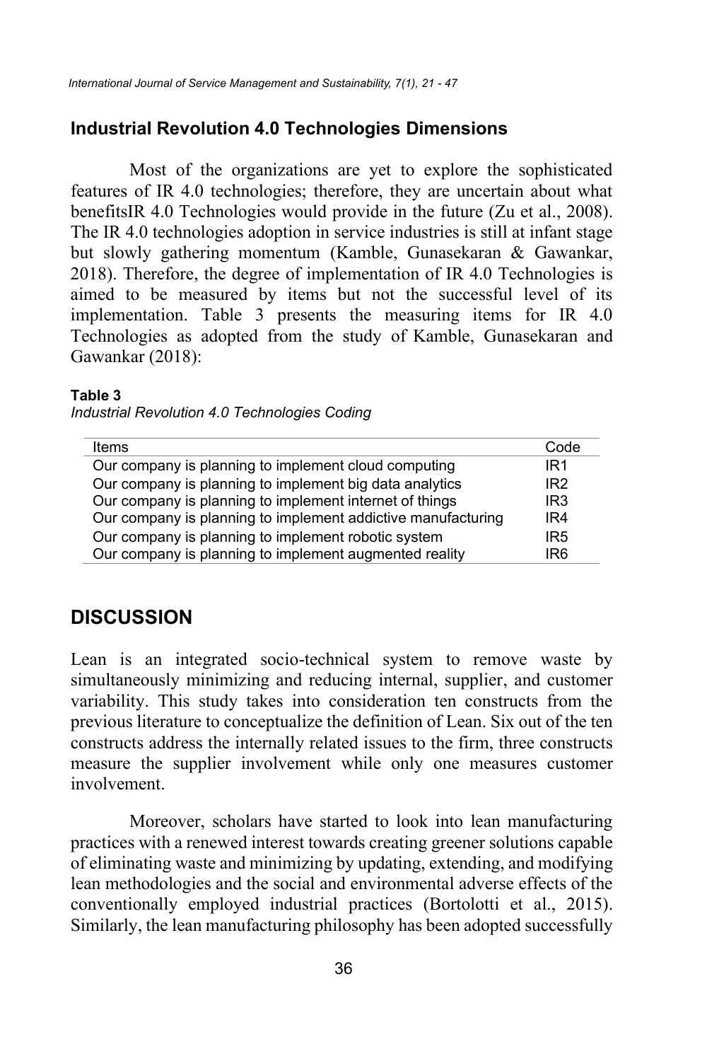## Industrial Revolution 4.0 Technologies Dimensions

Most of the organizations are yet to explore the sophisticated features of IR 4.0 technologies; therefore, they are uncertain about what benefitsIR 4.0 Technologies would provide in the future (Zu et al., 2008). The IR 4.0 technologies adoption in service industries is still at infant stage but slowly gathering momentum (Kamble, Gunasekaran & Gawankar, 2018). Therefore, the degree of implementation of IR 4.0 Technologies is aimed to be measured by items but not the successful level of its implementation. Table 3 presents the measuring items for IR 4.0 Technologies as adopted from the study of Kamble, Gunasekaran and Gawankar (2018):

**Table 3**
*Industrial Revolution 4.0 Technologies Coding*

| Items | Code |
| --- | --- |
| Our company is planning to implement cloud computing | IR1 |
| Our company is planning to implement big data analytics | IR2 |
| Our company is planning to implement internet of things | IR3 |
| Our company is planning to implement addictive manufacturing | IR4 |
| Our company is planning to implement robotic system | IR5 |
| Our company is planning to implement augmented reality | IR6 |

# DISCUSSION

Lean is an integrated socio-technical system to remove waste by simultaneously minimizing and reducing internal, supplier, and customer variability. This study takes into consideration ten constructs from the previous literature to conceptualize the definition of Lean. Six out of the ten constructs address the internally related issues to the firm, three constructs measure the supplier involvement while only one measures customer involvement.

Moreover, scholars have started to look into lean manufacturing practices with a renewed interest towards creating greener solutions capable of eliminating waste and minimizing by updating, extending, and modifying lean methodologies and the social and environmental adverse effects of the conventionally employed industrial practices (Bortolotti et al., 2015). Similarly, the lean manufacturing philosophy has been adopted successfully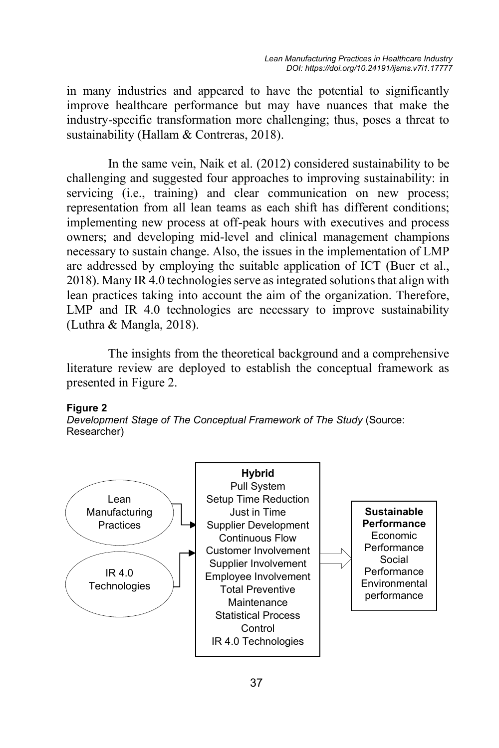in many industries and appeared to have the potential to significantly improve healthcare performance but may have nuances that make the industry-specific transformation more challenging; thus, poses a threat to sustainability (Hallam & Contreras, 2018).

In the same vein, Naik et al. (2012) considered sustainability to be challenging and suggested four approaches to improving sustainability: in servicing (i.e., training) and clear communication on new process; representation from all lean teams as each shift has different conditions; implementing new process at off-peak hours with executives and process owners; and developing mid-level and clinical management champions necessary to sustain change. Also, the issues in the implementation of LMP are addressed by employing the suitable application of ICT (Buer et al., 2018). Many IR 4.0 technologies serve as integrated solutions that align with lean practices taking into account the aim of the organization. Therefore, LMP and IR 4.0 technologies are necessary to improve sustainability (Luthra & Mangla, 2018).

The insights from the theoretical background and a comprehensive literature review are deployed to establish the conceptual framework as presented in Figure 2.

**Figure 2**
*Development Stage of The Conceptual Framework of The Study* (Source: Researcher)

Lean Manufacturing Practices

IR 4.0 Technologies

**Hybrid**
Pull System
Setup Time Reduction
Just in Time
Supplier Development
Continuous Flow
Customer Involvement
Supplier Involvement
Employee Involvement
Total Preventive Maintenance
Statistical Process Control
IR 4.0 Technologies

**Sustainable Performance**
Economic Performance
Social Performance
Environmental performance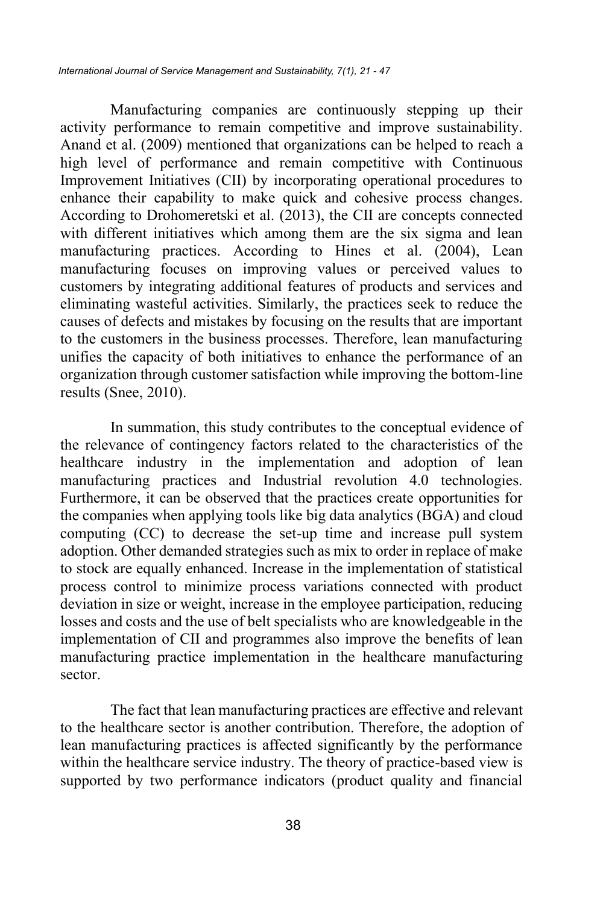Manufacturing companies are continuously stepping up their activity performance to remain competitive and improve sustainability. Anand et al. (2009) mentioned that organizations can be helped to reach a high level of performance and remain competitive with Continuous Improvement Initiatives (CII) by incorporating operational procedures to enhance their capability to make quick and cohesive process changes. According to Drohomeretski et al. (2013), the CII are concepts connected with different initiatives which among them are the six sigma and lean manufacturing practices. According to Hines et al. (2004), Lean manufacturing focuses on improving values or perceived values to customers by integrating additional features of products and services and eliminating wasteful activities. Similarly, the practices seek to reduce the causes of defects and mistakes by focusing on the results that are important to the customers in the business processes. Therefore, lean manufacturing unifies the capacity of both initiatives to enhance the performance of an organization through customer satisfaction while improving the bottom-line results (Snee, 2010).

In summation, this study contributes to the conceptual evidence of the relevance of contingency factors related to the characteristics of the healthcare industry in the implementation and adoption of lean manufacturing practices and Industrial revolution 4.0 technologies. Furthermore, it can be observed that the practices create opportunities for the companies when applying tools like big data analytics (BGA) and cloud computing (CC) to decrease the set-up time and increase pull system adoption. Other demanded strategies such as mix to order in replace of make to stock are equally enhanced. Increase in the implementation of statistical process control to minimize process variations connected with product deviation in size or weight, increase in the employee participation, reducing losses and costs and the use of belt specialists who are knowledgeable in the implementation of CII and programmes also improve the benefits of lean manufacturing practice implementation in the healthcare manufacturing sector.

The fact that lean manufacturing practices are effective and relevant to the healthcare sector is another contribution. Therefore, the adoption of lean manufacturing practices is affected significantly by the performance within the healthcare service industry. The theory of practice-based view is supported by two performance indicators (product quality and financial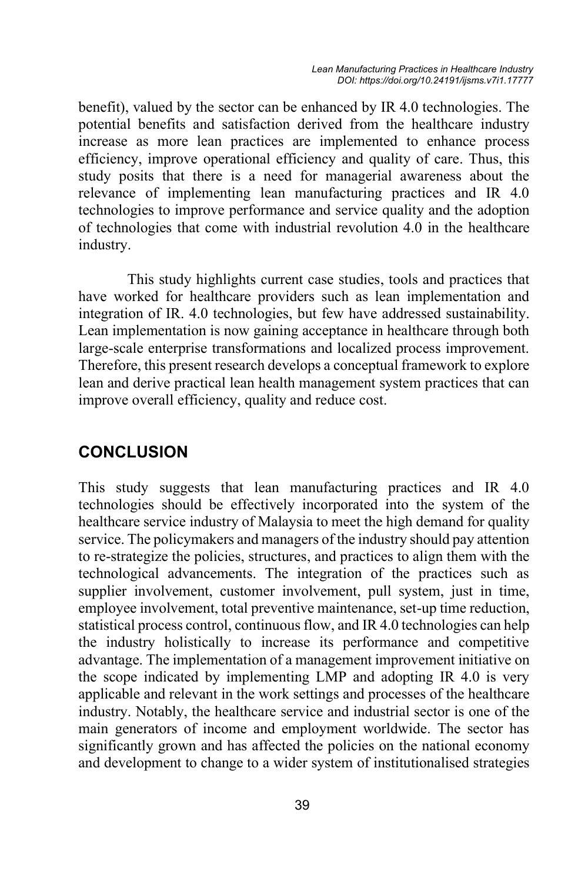benefit), valued by the sector can be enhanced by IR 4.0 technologies. The potential benefits and satisfaction derived from the healthcare industry increase as more lean practices are implemented to enhance process efficiency, improve operational efficiency and quality of care. Thus, this study posits that there is a need for managerial awareness about the relevance of implementing lean manufacturing practices and IR 4.0 technologies to improve performance and service quality and the adoption of technologies that come with industrial revolution 4.0 in the healthcare industry.

This study highlights current case studies, tools and practices that have worked for healthcare providers such as lean implementation and integration of IR. 4.0 technologies, but few have addressed sustainability. Lean implementation is now gaining acceptance in healthcare through both large-scale enterprise transformations and localized process improvement. Therefore, this present research develops a conceptual framework to explore lean and derive practical lean health management system practices that can improve overall efficiency, quality and reduce cost.

## CONCLUSION

This study suggests that lean manufacturing practices and IR 4.0 technologies should be effectively incorporated into the system of the healthcare service industry of Malaysia to meet the high demand for quality service. The policymakers and managers of the industry should pay attention to re-strategize the policies, structures, and practices to align them with the technological advancements. The integration of the practices such as supplier involvement, customer involvement, pull system, just in time, employee involvement, total preventive maintenance, set-up time reduction, statistical process control, continuous flow, and IR 4.0 technologies can help the industry holistically to increase its performance and competitive advantage. The implementation of a management improvement initiative on the scope indicated by implementing LMP and adopting IR 4.0 is very applicable and relevant in the work settings and processes of the healthcare industry. Notably, the healthcare service and industrial sector is one of the main generators of income and employment worldwide. The sector has significantly grown and has affected the policies on the national economy and development to change to a wider system of institutionalised strategies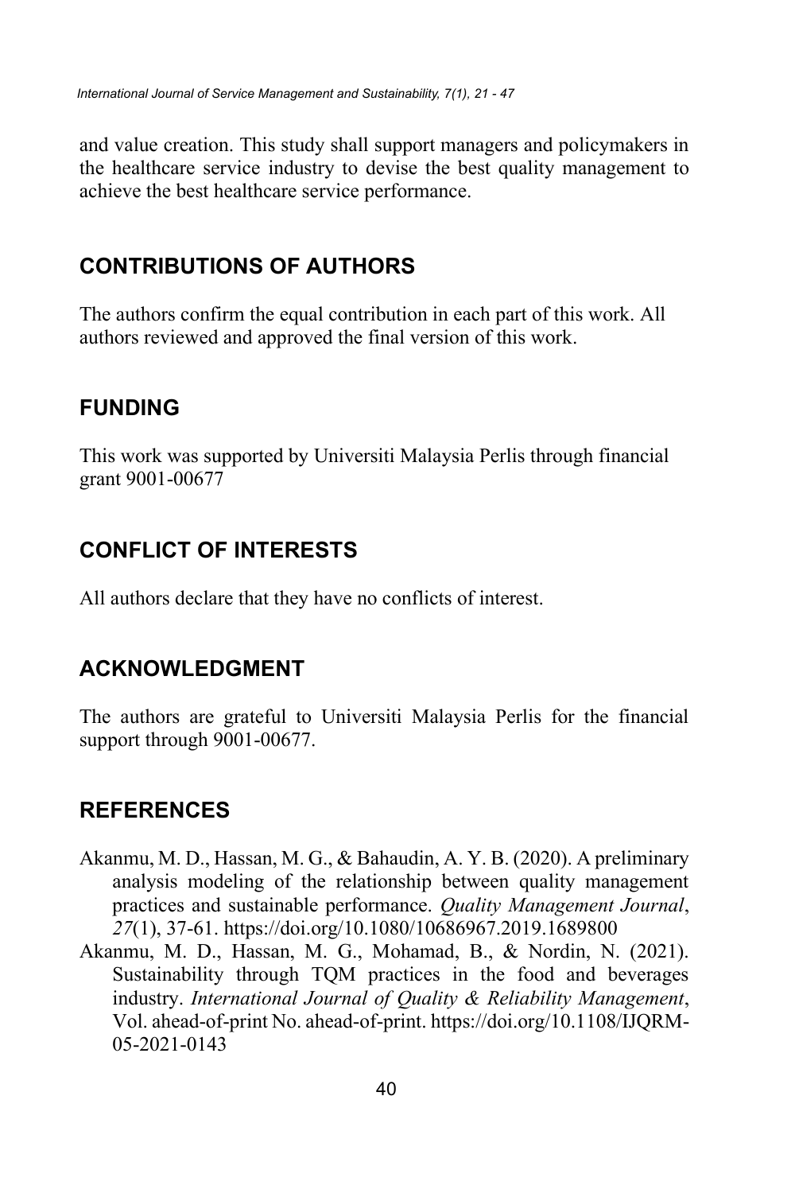and value creation. This study shall support managers and policymakers in the healthcare service industry to devise the best quality management to achieve the best healthcare service performance.

## CONTRIBUTIONS OF AUTHORS

The authors confirm the equal contribution in each part of this work. All authors reviewed and approved the final version of this work.

## FUNDING

This work was supported by Universiti Malaysia Perlis through financial grant 9001-00677

## CONFLICT OF INTERESTS

All authors declare that they have no conflicts of interest.

## ACKNOWLEDGMENT

The authors are grateful to Universiti Malaysia Perlis for the financial support through 9001-00677.

## REFERENCES

Akanmu, M. D., Hassan, M. G., & Bahaudin, A. Y. B. (2020). A preliminary analysis modeling of the relationship between quality management practices and sustainable performance. *Quality Management Journal*, *27*(1), 37-61. https://doi.org/10.1080/10686967.2019.1689800

Akanmu, M. D., Hassan, M. G., Mohamad, B., & Nordin, N. (2021). Sustainability through TQM practices in the food and beverages industry. *International Journal of Quality & Reliability Management*, Vol. ahead-of-print No. ahead-of-print. https://doi.org/10.1108/IJQRM-05-2021-0143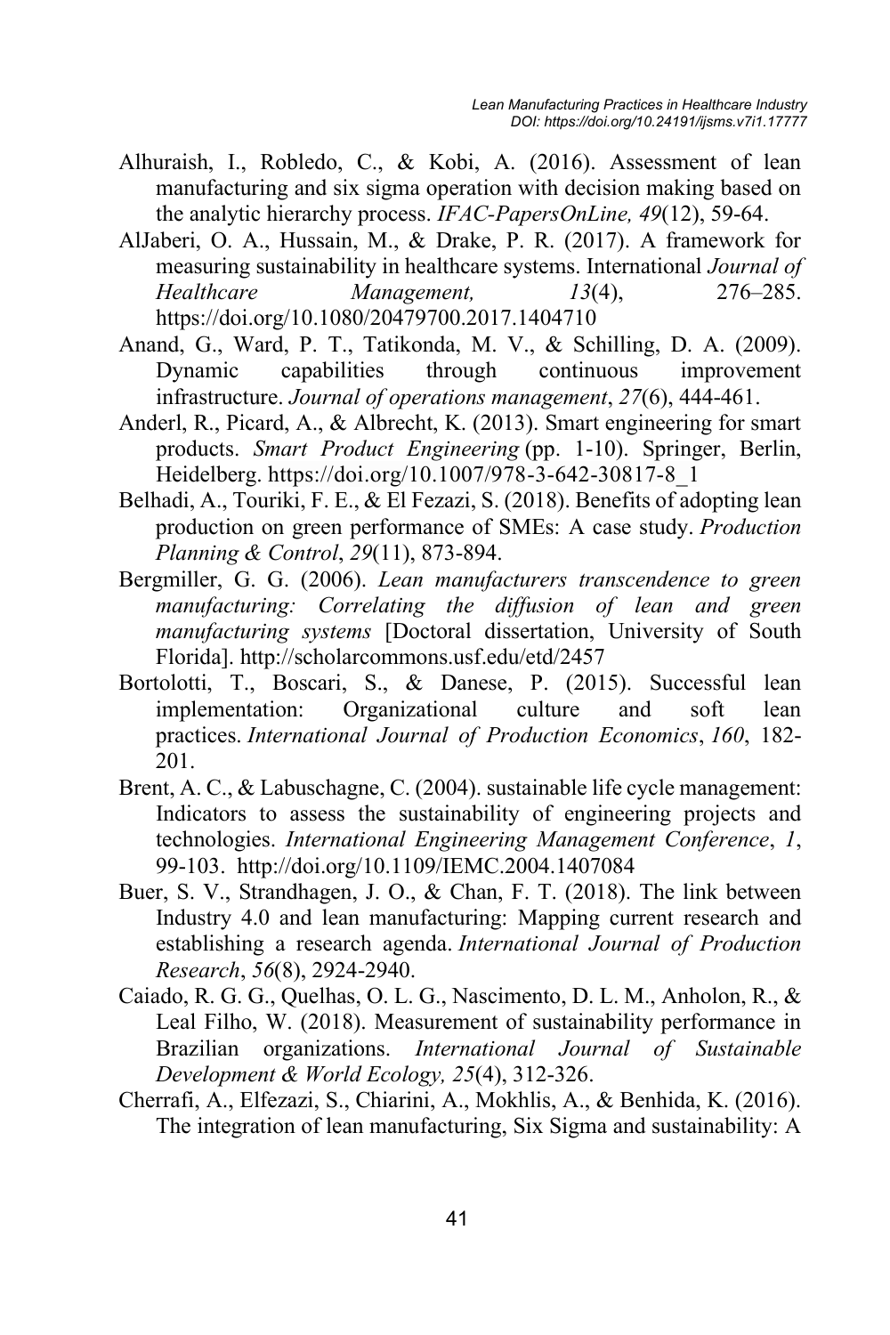Alhuraish, I., Robledo, C., & Kobi, A. (2016). Assessment of lean manufacturing and six sigma operation with decision making based on the analytic hierarchy process. *IFAC-PapersOnLine, 49*(12), 59-64.

AlJaberi, O. A., Hussain, M., & Drake, P. R. (2017). A framework for measuring sustainability in healthcare systems. International *Journal of Healthcare Management, 13*(4), 276–285. https://doi.org/10.1080/20479700.2017.1404710

Anand, G., Ward, P. T., Tatikonda, M. V., & Schilling, D. A. (2009). Dynamic capabilities through continuous improvement infrastructure. *Journal of operations management*, *27*(6), 444-461.

Anderl, R., Picard, A., & Albrecht, K. (2013). Smart engineering for smart products. *Smart Product Engineering* (pp. 1-10). Springer, Berlin, Heidelberg. https://doi.org/10.1007/978-3-642-30817-8_1

Belhadi, A., Touriki, F. E., & El Fezazi, S. (2018). Benefits of adopting lean production on green performance of SMEs: A case study. *Production Planning & Control*, *29*(11), 873-894.

Bergmiller, G. G. (2006). *Lean manufacturers transcendence to green manufacturing: Correlating the diffusion of lean and green manufacturing systems* [Doctoral dissertation, University of South Florida]. http://scholarcommons.usf.edu/etd/2457

Bortolotti, T., Boscari, S., & Danese, P. (2015). Successful lean implementation: Organizational culture and soft lean practices. *International Journal of Production Economics*, *160*, 182-201.

Brent, A. C., & Labuschagne, C. (2004). sustainable life cycle management: Indicators to assess the sustainability of engineering projects and technologies. *International Engineering Management Conference*, *1*, 99-103. http://doi.org/10.1109/IEMC.2004.1407084

Buer, S. V., Strandhagen, J. O., & Chan, F. T. (2018). The link between Industry 4.0 and lean manufacturing: Mapping current research and establishing a research agenda. *International Journal of Production Research*, *56*(8), 2924-2940.

Caiado, R. G. G., Quelhas, O. L. G., Nascimento, D. L. M., Anholon, R., & Leal Filho, W. (2018). Measurement of sustainability performance in Brazilian organizations. *International Journal of Sustainable Development & World Ecology, 25*(4), 312-326.

Cherrafi, A., Elfezazi, S., Chiarini, A., Mokhlis, A., & Benhida, K. (2016). The integration of lean manufacturing, Six Sigma and sustainability: A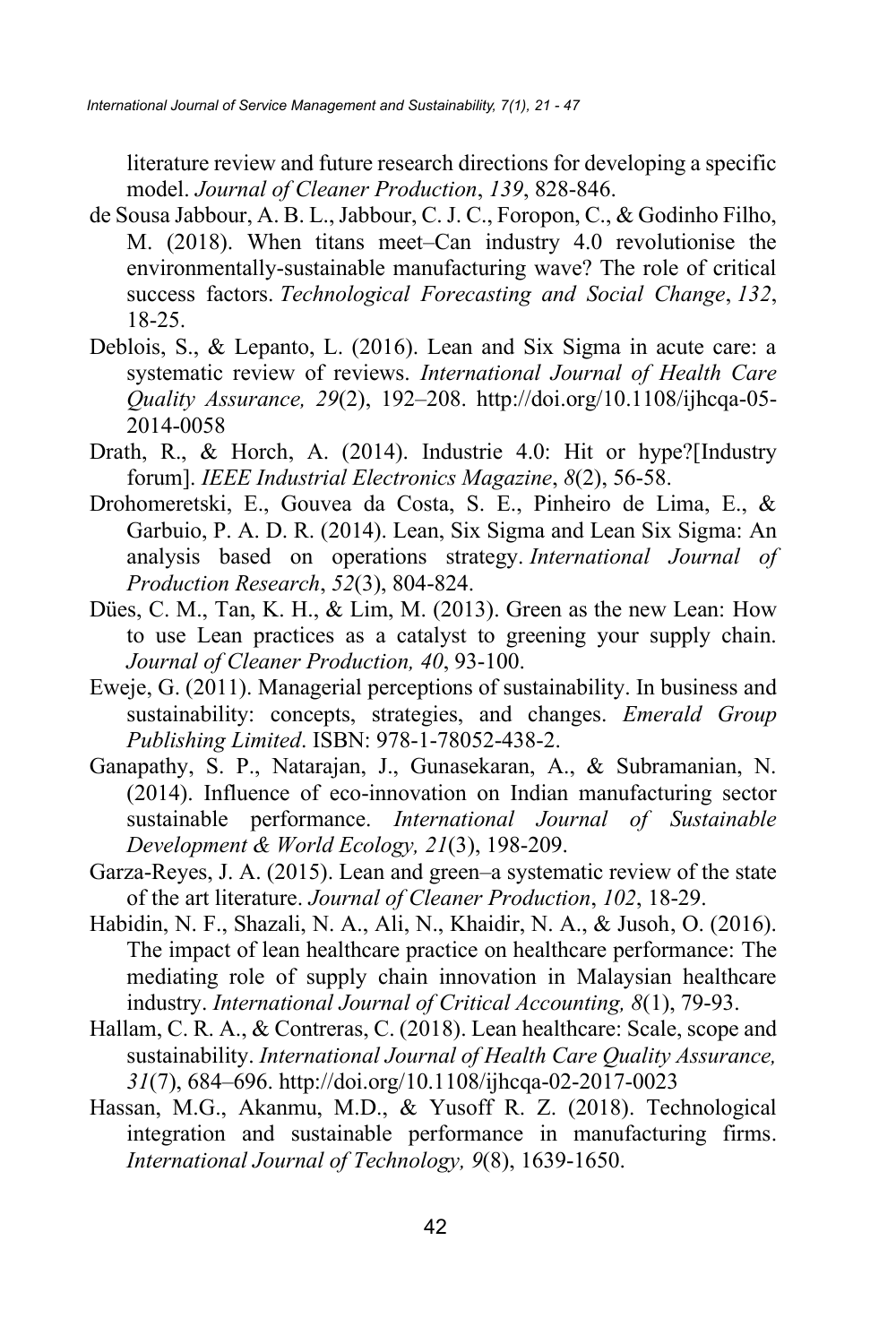literature review and future research directions for developing a specific model. *Journal of Cleaner Production*, *139*, 828-846.

de Sousa Jabbour, A. B. L., Jabbour, C. J. C., Foropon, C., & Godinho Filho, M. (2018). When titans meet–Can industry 4.0 revolutionise the environmentally-sustainable manufacturing wave? The role of critical success factors. *Technological Forecasting and Social Change*, *132*, 18-25.

Deblois, S., & Lepanto, L. (2016). Lean and Six Sigma in acute care: a systematic review of reviews. *International Journal of Health Care Quality Assurance, 29*(2), 192–208. http://doi.org/10.1108/ijhcqa-05-2014-0058

Drath, R., & Horch, A. (2014). Industrie 4.0: Hit or hype?[Industry forum]. *IEEE Industrial Electronics Magazine*, *8*(2), 56-58.

Drohomeretski, E., Gouvea da Costa, S. E., Pinheiro de Lima, E., & Garbuio, P. A. D. R. (2014). Lean, Six Sigma and Lean Six Sigma: An analysis based on operations strategy. *International Journal of Production Research*, *52*(3), 804-824.

Dües, C. M., Tan, K. H., & Lim, M. (2013). Green as the new Lean: How to use Lean practices as a catalyst to greening your supply chain. *Journal of Cleaner Production, 40*, 93-100.

Eweje, G. (2011). Managerial perceptions of sustainability. In business and sustainability: concepts, strategies, and changes. *Emerald Group Publishing Limited*. ISBN: 978-1-78052-438-2.

Ganapathy, S. P., Natarajan, J., Gunasekaran, A., & Subramanian, N. (2014). Influence of eco-innovation on Indian manufacturing sector sustainable performance. *International Journal of Sustainable Development & World Ecology, 21*(3), 198-209.

Garza-Reyes, J. A. (2015). Lean and green–a systematic review of the state of the art literature. *Journal of Cleaner Production*, *102*, 18-29.

Habidin, N. F., Shazali, N. A., Ali, N., Khaidir, N. A., & Jusoh, O. (2016). The impact of lean healthcare practice on healthcare performance: The mediating role of supply chain innovation in Malaysian healthcare industry. *International Journal of Critical Accounting, 8*(1), 79-93.

Hallam, C. R. A., & Contreras, C. (2018). Lean healthcare: Scale, scope and sustainability. *International Journal of Health Care Quality Assurance, 31*(7), 684–696. http://doi.org/10.1108/ijhcqa-02-2017-0023

Hassan, M.G., Akanmu, M.D., & Yusoff R. Z. (2018). Technological integration and sustainable performance in manufacturing firms. *International Journal of Technology, 9*(8), 1639-1650.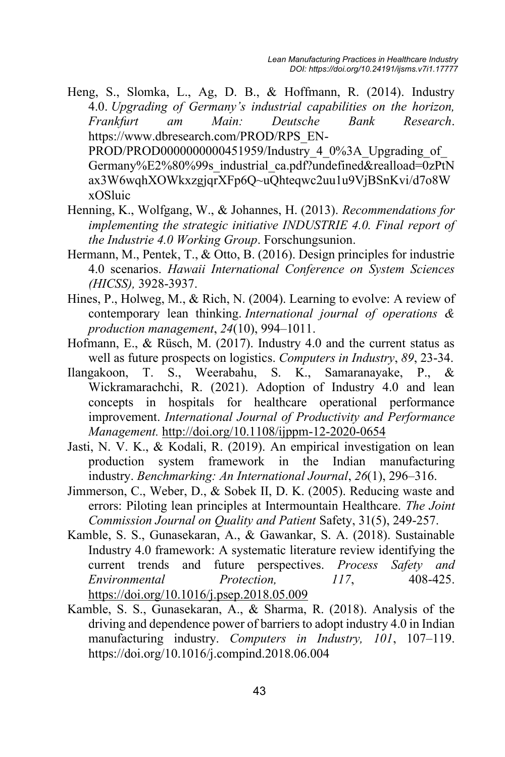Heng, S., Slomka, L., Ag, D. B., & Hoffmann, R. (2014). Industry 4.0. *Upgrading of Germany's industrial capabilities on the horizon, Frankfurt am Main: Deutsche Bank Research*. https://www.dbresearch.com/PROD/RPS_EN-PROD/PROD0000000000451959/Industry_4_0%3A_Upgrading_of_Germany%E2%80%99s_industrial_ca.pdf?undefined&realload=0zPtNax3W6wqhXOWkxzgjqrXFp6Q~uQhteqwc2uu1u9VjBSnKvi/d7o8WxOSluic

Henning, K., Wolfgang, W., & Johannes, H. (2013). *Recommendations for implementing the strategic initiative INDUSTRIE 4.0. Final report of the Industrie 4.0 Working Group*. Forschungsunion.

Hermann, M., Pentek, T., & Otto, B. (2016). Design principles for industrie 4.0 scenarios. *Hawaii International Conference on System Sciences (HICSS),* 3928-3937.

Hines, P., Holweg, M., & Rich, N. (2004). Learning to evolve: A review of contemporary lean thinking. *International journal of operations & production management*, *24*(10), 994–1011.

Hofmann, E., & Rüsch, M. (2017). Industry 4.0 and the current status as well as future prospects on logistics. *Computers in Industry*, *89*, 23-34.

Ilangakoon, T. S., Weerabahu, S. K., Samaranayake, P., & Wickramarachchi, R. (2021). Adoption of Industry 4.0 and lean concepts in hospitals for healthcare operational performance improvement. *International Journal of Productivity and Performance Management.* http://doi.org/10.1108/ijppm-12-2020-0654

Jasti, N. V. K., & Kodali, R. (2019). An empirical investigation on lean production system framework in the Indian manufacturing industry. *Benchmarking: An International Journal*, *26*(1), 296–316.

Jimmerson, C., Weber, D., & Sobek II, D. K. (2005). Reducing waste and errors: Piloting lean principles at Intermountain Healthcare. *The Joint Commission Journal on Quality and Patient* Safety, 31(5), 249-257.

Kamble, S. S., Gunasekaran, A., & Gawankar, S. A. (2018). Sustainable Industry 4.0 framework: A systematic literature review identifying the current trends and future perspectives. *Process Safety and Environmental Protection, 117*, 408-425. https://doi.org/10.1016/j.psep.2018.05.009

Kamble, S. S., Gunasekaran, A., & Sharma, R. (2018). Analysis of the driving and dependence power of barriers to adopt industry 4.0 in Indian manufacturing industry. *Computers in Industry, 101*, 107–119. https://doi.org/10.1016/j.compind.2018.06.004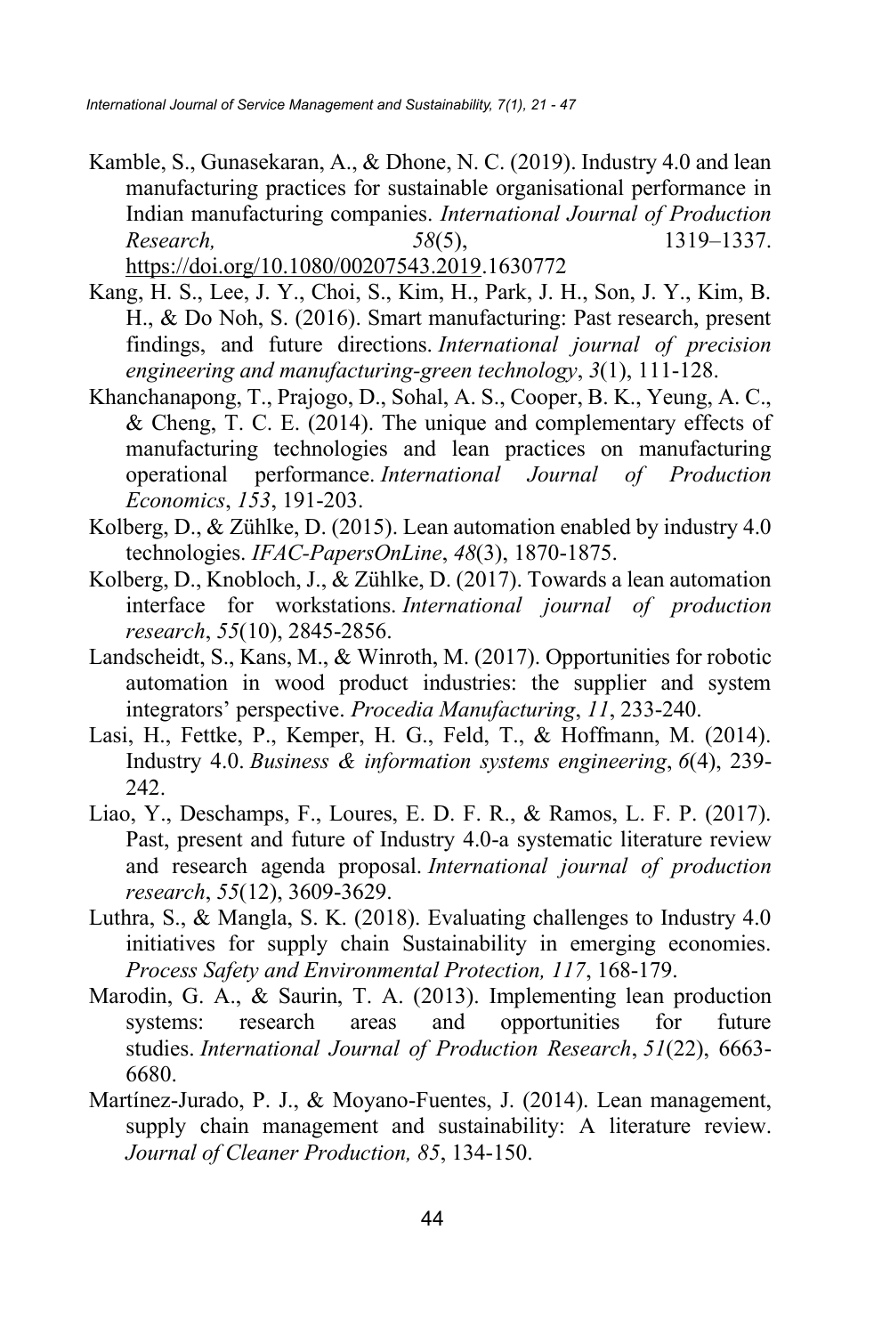Kamble, S., Gunasekaran, A., & Dhone, N. C. (2019). Industry 4.0 and lean manufacturing practices for sustainable organisational performance in Indian manufacturing companies. *International Journal of Production Research, 58*(5), 1319–1337. https://doi.org/10.1080/00207543.2019.1630772

Kang, H. S., Lee, J. Y., Choi, S., Kim, H., Park, J. H., Son, J. Y., Kim, B. H., & Do Noh, S. (2016). Smart manufacturing: Past research, present findings, and future directions. *International journal of precision engineering and manufacturing-green technology*, *3*(1), 111-128.

Khanchanapong, T., Prajogo, D., Sohal, A. S., Cooper, B. K., Yeung, A. C., & Cheng, T. C. E. (2014). The unique and complementary effects of manufacturing technologies and lean practices on manufacturing operational performance. *International Journal of Production Economics*, *153*, 191-203.

Kolberg, D., & Zühlke, D. (2015). Lean automation enabled by industry 4.0 technologies. *IFAC-PapersOnLine*, *48*(3), 1870-1875.

Kolberg, D., Knobloch, J., & Zühlke, D. (2017). Towards a lean automation interface for workstations. *International journal of production research*, *55*(10), 2845-2856.

Landscheidt, S., Kans, M., & Winroth, M. (2017). Opportunities for robotic automation in wood product industries: the supplier and system integrators' perspective. *Procedia Manufacturing*, *11*, 233-240.

Lasi, H., Fettke, P., Kemper, H. G., Feld, T., & Hoffmann, M. (2014). Industry 4.0. *Business & information systems engineering*, *6*(4), 239-242.

Liao, Y., Deschamps, F., Loures, E. D. F. R., & Ramos, L. F. P. (2017). Past, present and future of Industry 4.0-a systematic literature review and research agenda proposal. *International journal of production research*, *55*(12), 3609-3629.

Luthra, S., & Mangla, S. K. (2018). Evaluating challenges to Industry 4.0 initiatives for supply chain Sustainability in emerging economies. *Process Safety and Environmental Protection, 117*, 168-179.

Marodin, G. A., & Saurin, T. A. (2013). Implementing lean production systems: research areas and opportunities for future studies. *International Journal of Production Research*, *51*(22), 6663-6680.

Martínez-Jurado, P. J., & Moyano-Fuentes, J. (2014). Lean management, supply chain management and sustainability: A literature review. *Journal of Cleaner Production, 85*, 134-150.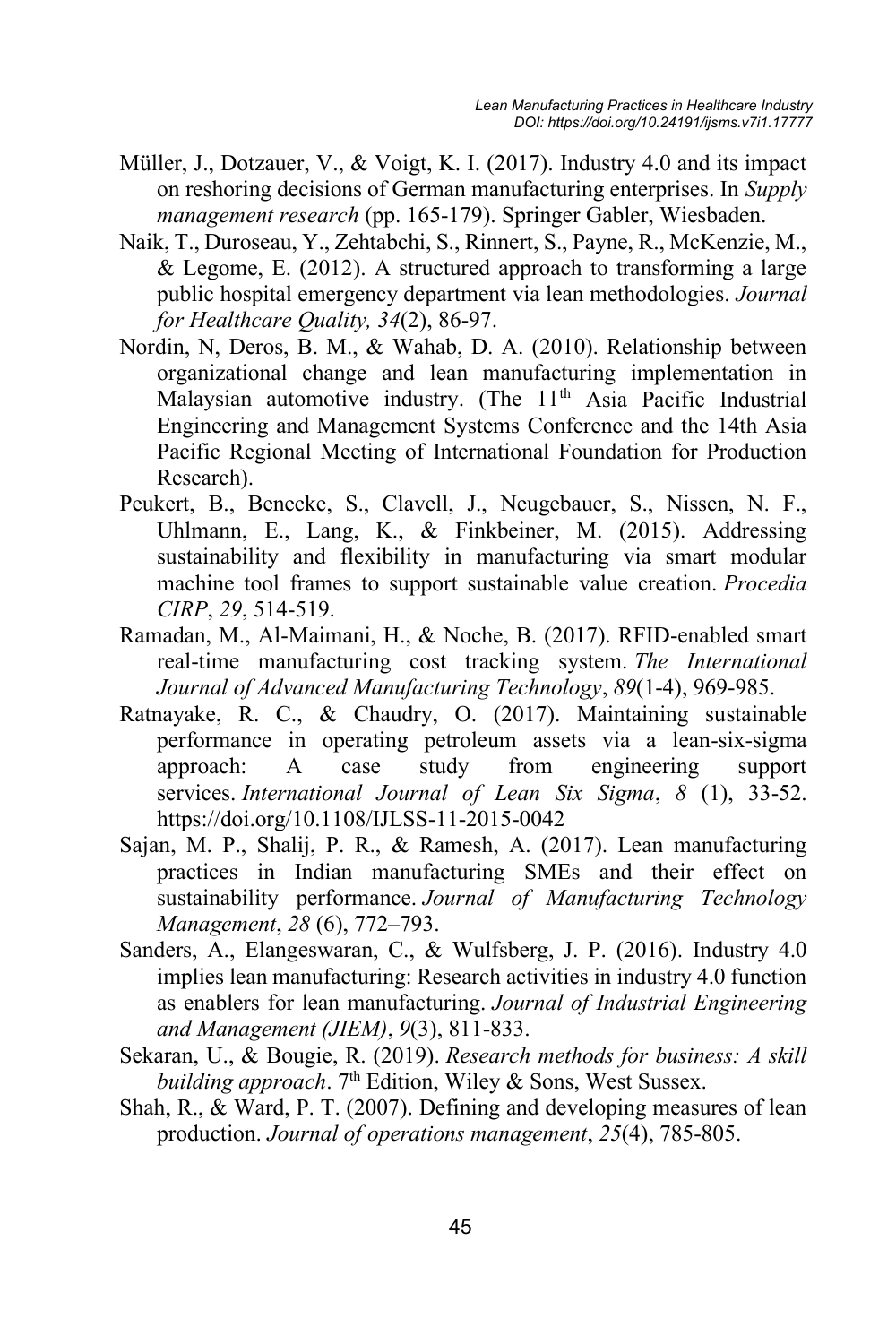Müller, J., Dotzauer, V., & Voigt, K. I. (2017). Industry 4.0 and its impact on reshoring decisions of German manufacturing enterprises. In *Supply management research* (pp. 165-179). Springer Gabler, Wiesbaden.

Naik, T., Duroseau, Y., Zehtabchi, S., Rinnert, S., Payne, R., McKenzie, M., & Legome, E. (2012). A structured approach to transforming a large public hospital emergency department via lean methodologies. *Journal for Healthcare Quality, 34*(2), 86-97.

Nordin, N, Deros, B. M., & Wahab, D. A. (2010). Relationship between organizational change and lean manufacturing implementation in Malaysian automotive industry. (The 11th Asia Pacific Industrial Engineering and Management Systems Conference and the 14th Asia Pacific Regional Meeting of International Foundation for Production Research).

Peukert, B., Benecke, S., Clavell, J., Neugebauer, S., Nissen, N. F., Uhlmann, E., Lang, K., & Finkbeiner, M. (2015). Addressing sustainability and flexibility in manufacturing via smart modular machine tool frames to support sustainable value creation. *Procedia CIRP*, *29*, 514-519.

Ramadan, M., Al-Maimani, H., & Noche, B. (2017). RFID-enabled smart real-time manufacturing cost tracking system. *The International Journal of Advanced Manufacturing Technology*, *89*(1-4), 969-985.

Ratnayake, R. C., & Chaudry, O. (2017). Maintaining sustainable performance in operating petroleum assets via a lean-six-sigma approach: A case study from engineering support services. *International Journal of Lean Six Sigma*, *8* (1), 33-52. https://doi.org/10.1108/IJLSS-11-2015-0042

Sajan, M. P., Shalij, P. R., & Ramesh, A. (2017). Lean manufacturing practices in Indian manufacturing SMEs and their effect on sustainability performance. *Journal of Manufacturing Technology Management*, *28* (6), 772–793.

Sanders, A., Elangeswaran, C., & Wulfsberg, J. P. (2016). Industry 4.0 implies lean manufacturing: Research activities in industry 4.0 function as enablers for lean manufacturing. *Journal of Industrial Engineering and Management (JIEM)*, *9*(3), 811-833.

Sekaran, U., & Bougie, R. (2019). *Research methods for business: A skill building approach*. 7th Edition, Wiley & Sons, West Sussex.

Shah, R., & Ward, P. T. (2007). Defining and developing measures of lean production. *Journal of operations management*, *25*(4), 785-805.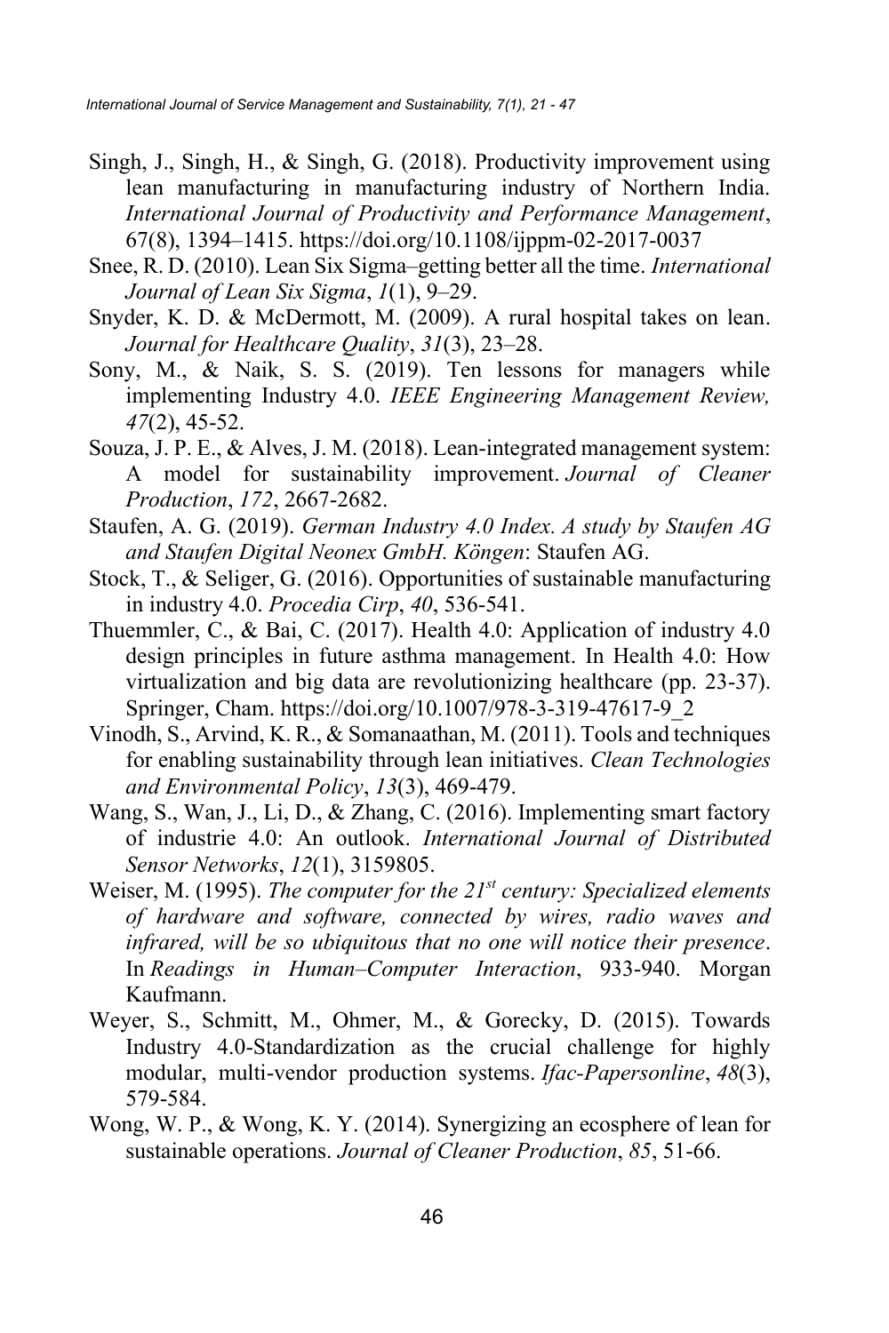Singh, J., Singh, H., & Singh, G. (2018). Productivity improvement using lean manufacturing in manufacturing industry of Northern India. *International Journal of Productivity and Performance Management*, 67(8), 1394–1415. https://doi.org/10.1108/ijppm-02-2017-0037

Snee, R. D. (2010). Lean Six Sigma–getting better all the time. *International Journal of Lean Six Sigma*, *1*(1), 9–29.

Snyder, K. D. & McDermott, M. (2009). A rural hospital takes on lean. *Journal for Healthcare Quality*, *31*(3), 23–28.

Sony, M., & Naik, S. S. (2019). Ten lessons for managers while implementing Industry 4.0. *IEEE Engineering Management Review, 47*(2), 45-52.

Souza, J. P. E., & Alves, J. M. (2018). Lean-integrated management system: A model for sustainability improvement. *Journal of Cleaner Production*, *172*, 2667-2682.

Staufen, A. G. (2019). *German Industry 4.0 Index. A study by Staufen AG and Staufen Digital Neonex GmbH. Köngen*: Staufen AG.

Stock, T., & Seliger, G. (2016). Opportunities of sustainable manufacturing in industry 4.0. *Procedia Cirp*, *40*, 536-541.

Thuemmler, C., & Bai, C. (2017). Health 4.0: Application of industry 4.0 design principles in future asthma management. In Health 4.0: How virtualization and big data are revolutionizing healthcare (pp. 23-37). Springer, Cham. https://doi.org/10.1007/978-3-319-47617-9_2

Vinodh, S., Arvind, K. R., & Somanaathan, M. (2011). Tools and techniques for enabling sustainability through lean initiatives. *Clean Technologies and Environmental Policy*, *13*(3), 469-479.

Wang, S., Wan, J., Li, D., & Zhang, C. (2016). Implementing smart factory of industrie 4.0: An outlook. *International Journal of Distributed Sensor Networks*, *12*(1), 3159805.

Weiser, M. (1995). *The computer for the 21st century: Specialized elements of hardware and software, connected by wires, radio waves and infrared, will be so ubiquitous that no one will notice their presence*. In *Readings in Human–Computer Interaction*, 933-940. Morgan Kaufmann.

Weyer, S., Schmitt, M., Ohmer, M., & Gorecky, D. (2015). Towards Industry 4.0-Standardization as the crucial challenge for highly modular, multi-vendor production systems. *Ifac-Papersonline*, *48*(3), 579-584.

Wong, W. P., & Wong, K. Y. (2014). Synergizing an ecosphere of lean for sustainable operations. *Journal of Cleaner Production*, *85*, 51-66.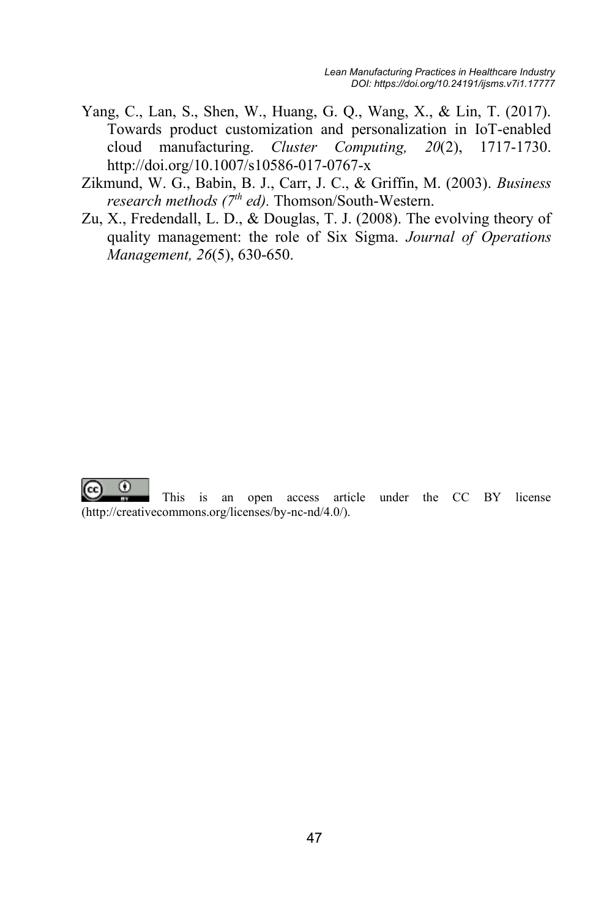Yang, C., Lan, S., Shen, W., Huang, G. Q., Wang, X., & Lin, T. (2017). Towards product customization and personalization in IoT-enabled cloud manufacturing. *Cluster Computing, 20*(2), 1717-1730. http://doi.org/10.1007/s10586-017-0767-x

Zikmund, W. G., Babin, B. J., Carr, J. C., & Griffin, M. (2003). *Business research methods (7th ed).* Thomson/South-Western.

Zu, X., Fredendall, L. D., & Douglas, T. J. (2008). The evolving theory of quality management: the role of Six Sigma. *Journal of Operations Management, 26*(5), 630-650.

This is an open access article under the CC BY license (http://creativecommons.org/licenses/by-nc-nd/4.0/).